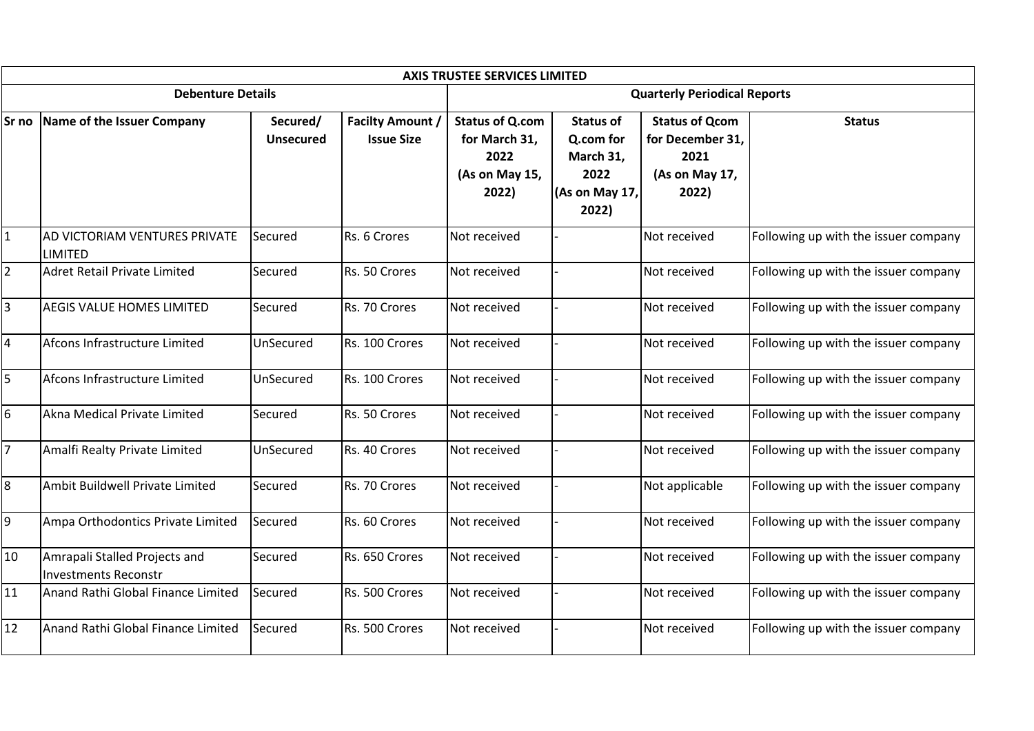| AXIS TRUSTEE SERVICES LIMITED | | | | | | | |
|---|---|---|---|---|---|---|---|
| Debenture Details | | | | Quarterly Periodical Reports | | | |
| Sr no | Name of the Issuer Company | Secured/ Unsecured | Facilty Amount / Issue Size | Status of Q.com for March 31, 2022 (As on May 15, 2022) | Status of Q.com for March 31, 2022 (As on May 17, 2022) | Status of Qcom for December 31, 2021 (As on May 17, 2022) | Status |
| 1 | AD VICTORIAM VENTURES PRIVATE LIMITED | Secured | Rs. 6 Crores | Not received | - | Not received | Following up with the issuer company |
| 2 | Adret Retail Private Limited | Secured | Rs. 50 Crores | Not received | - | Not received | Following up with the issuer company |
| 3 | AEGIS VALUE HOMES LIMITED | Secured | Rs. 70 Crores | Not received | - | Not received | Following up with the issuer company |
| 4 | Afcons Infrastructure Limited | UnSecured | Rs. 100 Crores | Not received | - | Not received | Following up with the issuer company |
| 5 | Afcons Infrastructure Limited | UnSecured | Rs. 100 Crores | Not received | - | Not received | Following up with the issuer company |
| 6 | Akna Medical Private Limited | Secured | Rs. 50 Crores | Not received | - | Not received | Following up with the issuer company |
| 7 | Amalfi Realty Private Limited | UnSecured | Rs. 40 Crores | Not received | - | Not received | Following up with the issuer company |
| 8 | Ambit Buildwell Private Limited | Secured | Rs. 70 Crores | Not received | - | Not applicable | Following up with the issuer company |
| 9 | Ampa Orthodontics Private Limited | Secured | Rs. 60 Crores | Not received | - | Not received | Following up with the issuer company |
| 10 | Amrapali Stalled Projects and Investments Reconstr | Secured | Rs. 650 Crores | Not received | - | Not received | Following up with the issuer company |
| 11 | Anand Rathi Global Finance Limited | Secured | Rs. 500 Crores | Not received | - | Not received | Following up with the issuer company |
| 12 | Anand Rathi Global Finance Limited | Secured | Rs. 500 Crores | Not received | - | Not received | Following up with the issuer company |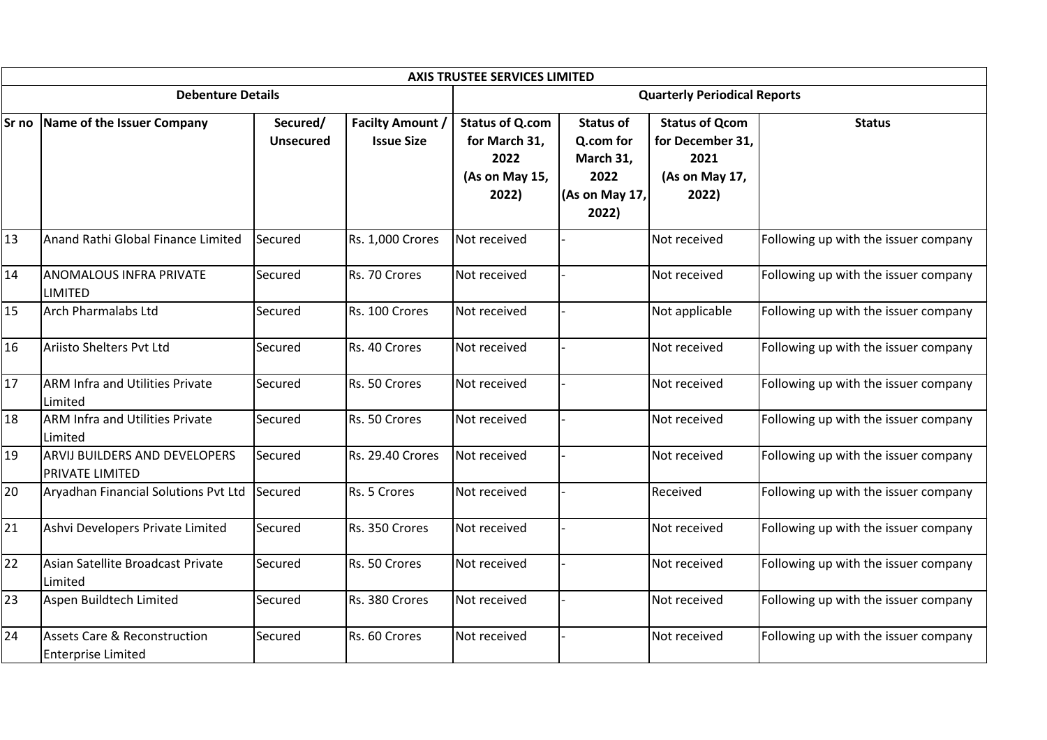| AXIS TRUSTEE SERVICES LIMITED | | | | | | | | |
|---|---|---|---|---|---|---|---|---|
| **Debenture Details** | | | | **Quarterly Periodical Reports** | | | | |
| **Sr no** | **Name of the Issuer Company** | **Secured/ Unsecured** | **Facilty Amount / Issue Size** | **Status of Q.com for March 31, 2022 (As on May 15, 2022)** | **Status of Q.com for March 31, 2022 (As on May 17, 2022)** | **Status of Qcom for December 31, 2021 (As on May 17, 2022)** | **Status** |
| 13 | Anand Rathi Global Finance Limited | Secured | Rs. 1,000 Crores | Not received | - | Not received | Following up with the issuer company |
| 14 | ANOMALOUS INFRA PRIVATE LIMITED | Secured | Rs. 70 Crores | Not received | - | Not received | Following up with the issuer company |
| 15 | Arch Pharmalabs Ltd | Secured | Rs. 100 Crores | Not received | - | Not applicable | Following up with the issuer company |
| 16 | Ariisto Shelters Pvt Ltd | Secured | Rs. 40 Crores | Not received | - | Not received | Following up with the issuer company |
| 17 | ARM Infra and Utilities Private Limited | Secured | Rs. 50 Crores | Not received | - | Not received | Following up with the issuer company |
| 18 | ARM Infra and Utilities Private Limited | Secured | Rs. 50 Crores | Not received | - | Not received | Following up with the issuer company |
| 19 | ARVIJ BUILDERS AND DEVELOPERS PRIVATE LIMITED | Secured | Rs. 29.40 Crores | Not received | - | Not received | Following up with the issuer company |
| 20 | Aryadhan Financial Solutions Pvt Ltd | Secured | Rs. 5 Crores | Not received | - | Received | Following up with the issuer company |
| 21 | Ashvi Developers Private Limited | Secured | Rs. 350 Crores | Not received | - | Not received | Following up with the issuer company |
| 22 | Asian Satellite Broadcast Private Limited | Secured | Rs. 50 Crores | Not received | - | Not received | Following up with the issuer company |
| 23 | Aspen Buildtech Limited | Secured | Rs. 380 Crores | Not received | - | Not received | Following up with the issuer company |
| 24 | Assets Care & Reconstruction Enterprise Limited | Secured | Rs. 60 Crores | Not received | - | Not received | Following up with the issuer company |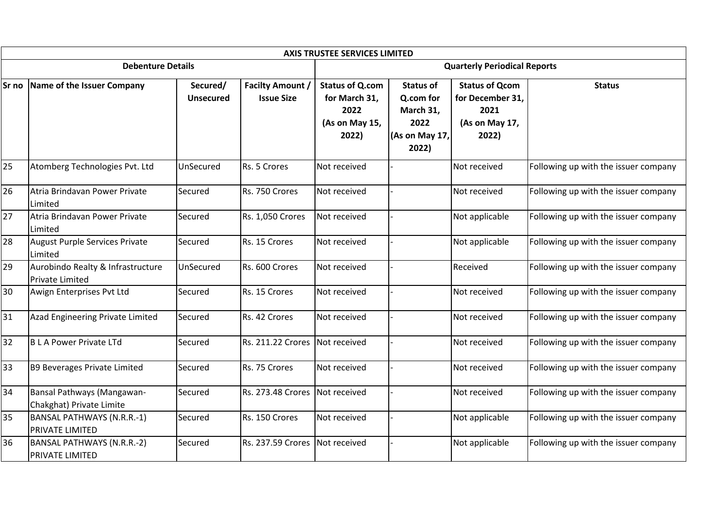| AXIS TRUSTEE SERVICES LIMITED | | | | | | | |
|---|---|---|---|---|---|---|---|
| Debenture Details | | | | Quarterly Periodical Reports | | | |
| Sr no | Name of the Issuer Company | Secured/ Unsecured | Facilty Amount / Issue Size | Status of Q.com for March 31, 2022 (As on May 15, 2022) | Status of Q.com for March 31, 2022 (As on May 17, 2022) | Status of Qcom for December 31, 2021 (As on May 17, 2022) | Status |
| 25 | Atomberg Technologies Pvt. Ltd | UnSecured | Rs. 5 Crores | Not received | - | Not received | Following up with the issuer company |
| 26 | Atria Brindavan Power Private Limited | Secured | Rs. 750 Crores | Not received | - | Not received | Following up with the issuer company |
| 27 | Atria Brindavan Power Private Limited | Secured | Rs. 1,050 Crores | Not received | - | Not applicable | Following up with the issuer company |
| 28 | August Purple Services Private Limited | Secured | Rs. 15 Crores | Not received | - | Not applicable | Following up with the issuer company |
| 29 | Aurobindo Realty & Infrastructure Private Limited | UnSecured | Rs. 600 Crores | Not received | - | Received | Following up with the issuer company |
| 30 | Awign Enterprises Pvt Ltd | Secured | Rs. 15 Crores | Not received | - | Not received | Following up with the issuer company |
| 31 | Azad Engineering Private Limited | Secured | Rs. 42 Crores | Not received | - | Not received | Following up with the issuer company |
| 32 | B L A Power Private LTd | Secured | Rs. 211.22 Crores | Not received | - | Not received | Following up with the issuer company |
| 33 | B9 Beverages Private Limited | Secured | Rs. 75 Crores | Not received | - | Not received | Following up with the issuer company |
| 34 | Bansal Pathways (Mangawan-Chakghat) Private Limite | Secured | Rs. 273.48 Crores | Not received | - | Not received | Following up with the issuer company |
| 35 | BANSAL PATHWAYS (N.R.R.-1) PRIVATE LIMITED | Secured | Rs. 150 Crores | Not received | - | Not applicable | Following up with the issuer company |
| 36 | BANSAL PATHWAYS (N.R.R.-2) PRIVATE LIMITED | Secured | Rs. 237.59 Crores | Not received | - | Not applicable | Following up with the issuer company |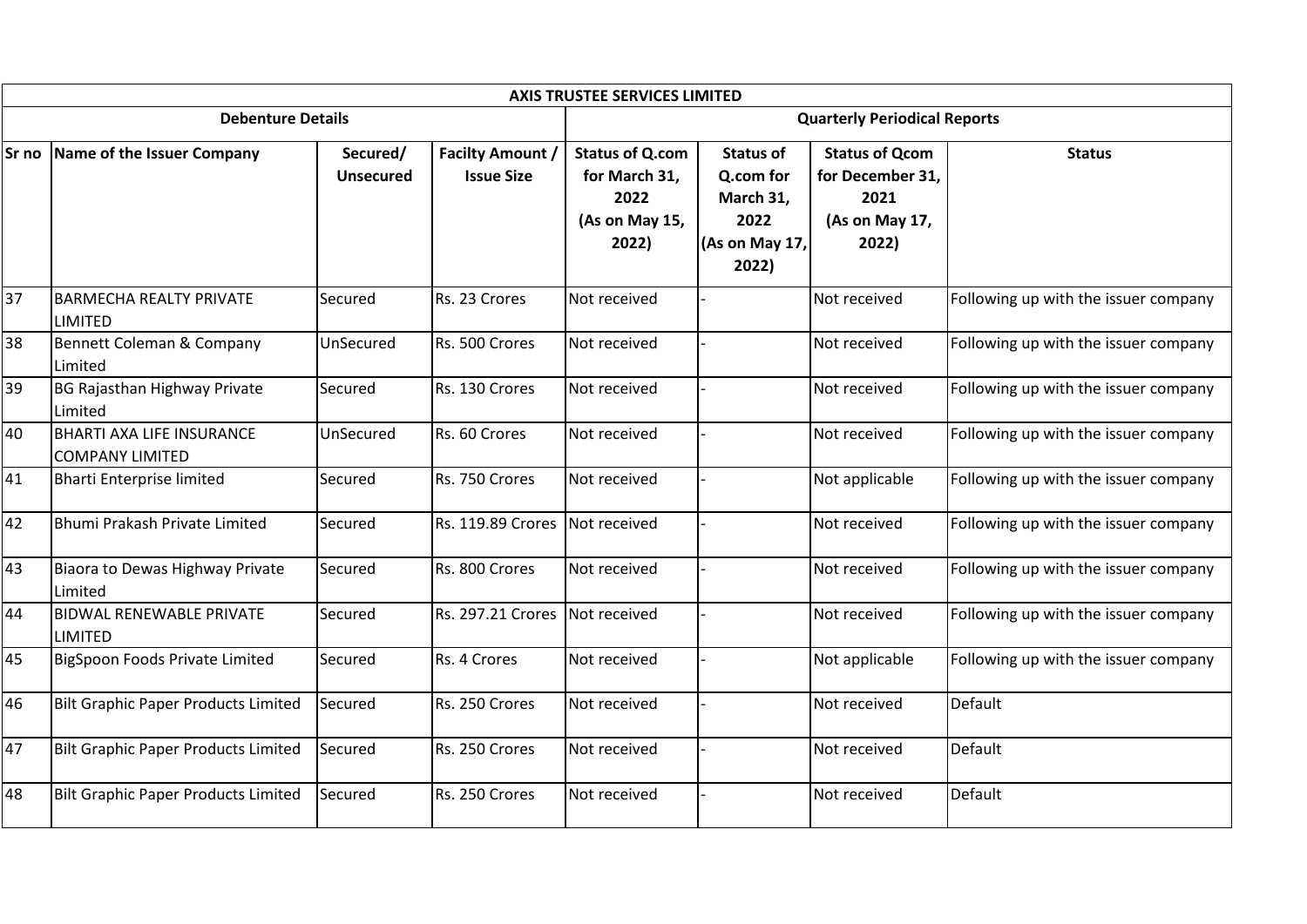| AXIS TRUSTEE SERVICES LIMITED | | | | | | | |
|---|---|---|---|---|---|---|---|
| Debenture Details | | | | Quarterly Periodical Reports | | | |
| Sr no | Name of the Issuer Company | Secured/ Unsecured | Facilty Amount / Issue Size | Status of Q.com for March 31, 2022 (As on May 15, 2022) | Status of Q.com for March 31, 2022 (As on May 17, 2022) | Status of Qcom for December 31, 2021 (As on May 17, 2022) | Status |
| 37 | BARMECHA REALTY PRIVATE LIMITED | Secured | Rs. 23 Crores | Not received | - | Not received | Following up with the issuer company |
| 38 | Bennett Coleman & Company Limited | UnSecured | Rs. 500 Crores | Not received | - | Not received | Following up with the issuer company |
| 39 | BG Rajasthan Highway Private Limited | Secured | Rs. 130 Crores | Not received | - | Not received | Following up with the issuer company |
| 40 | BHARTI AXA LIFE INSURANCE COMPANY LIMITED | UnSecured | Rs. 60 Crores | Not received | - | Not received | Following up with the issuer company |
| 41 | Bharti Enterprise limited | Secured | Rs. 750 Crores | Not received | - | Not applicable | Following up with the issuer company |
| 42 | Bhumi Prakash Private Limited | Secured | Rs. 119.89 Crores | Not received | - | Not received | Following up with the issuer company |
| 43 | Biaora to Dewas Highway Private Limited | Secured | Rs. 800 Crores | Not received | - | Not received | Following up with the issuer company |
| 44 | BIDWAL RENEWABLE PRIVATE LIMITED | Secured | Rs. 297.21 Crores | Not received | - | Not received | Following up with the issuer company |
| 45 | BigSpoon Foods Private Limited | Secured | Rs. 4 Crores | Not received | - | Not applicable | Following up with the issuer company |
| 46 | Bilt Graphic Paper Products Limited | Secured | Rs. 250 Crores | Not received | - | Not received | Default |
| 47 | Bilt Graphic Paper Products Limited | Secured | Rs. 250 Crores | Not received | - | Not received | Default |
| 48 | Bilt Graphic Paper Products Limited | Secured | Rs. 250 Crores | Not received | - | Not received | Default |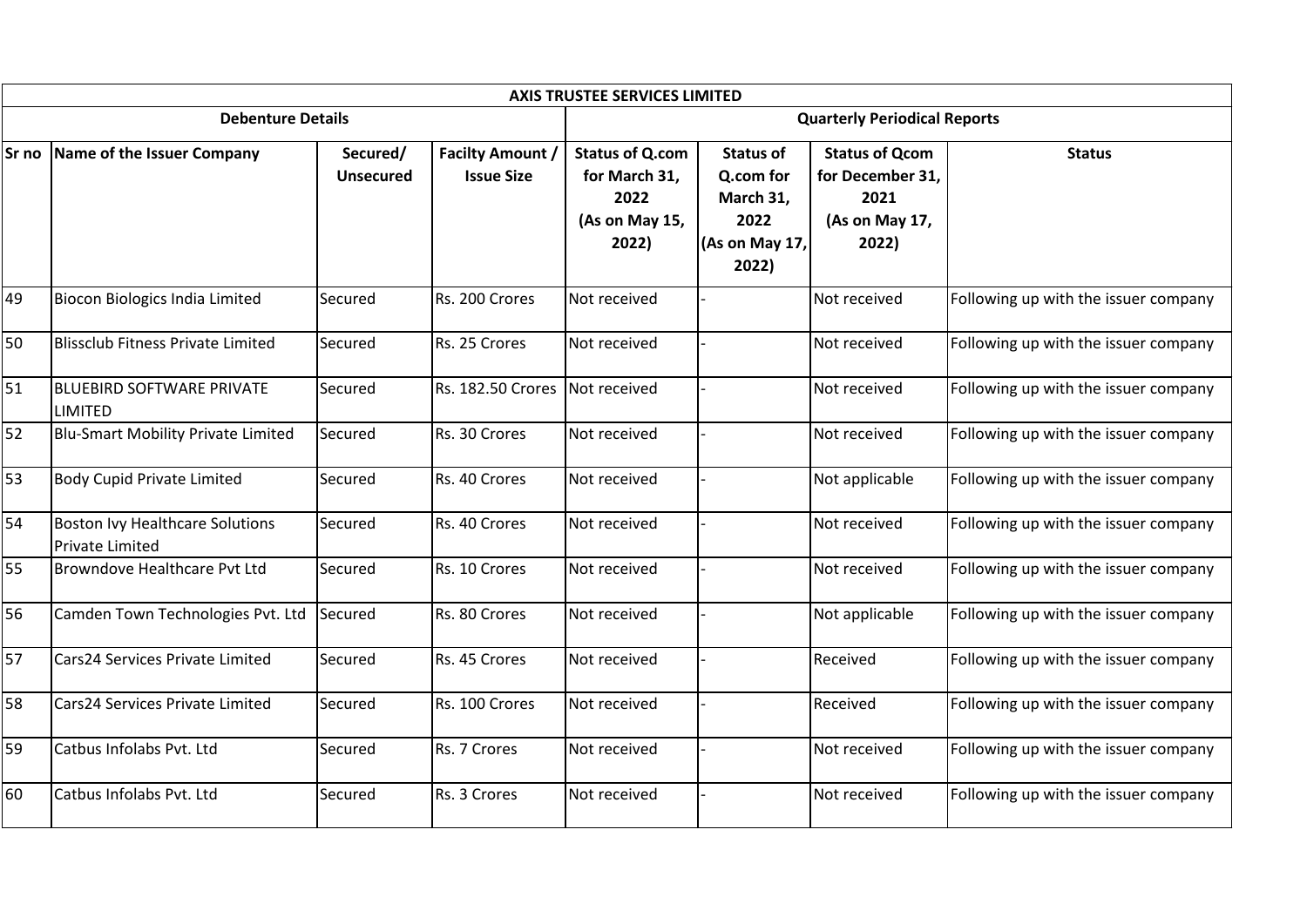| AXIS TRUSTEE SERVICES LIMITED | | | | | | | |
|---|---|---|---|---|---|---|---|
| Debenture Details | | | | Quarterly Periodical Reports | | | |
| Sr no | Name of the Issuer Company | Secured/ Unsecured | Facilty Amount / Issue Size | Status of Q.com for March 31, 2022 (As on May 15, 2022) | Status of Q.com for March 31, 2022 (As on May 17, 2022) | Status of Qcom for December 31, 2021 (As on May 17, 2022) | Status |
| 49 | Biocon Biologics India Limited | Secured | Rs. 200 Crores | Not received | - | Not received | Following up with the issuer company |
| 50 | Blissclub Fitness Private Limited | Secured | Rs. 25 Crores | Not received | - | Not received | Following up with the issuer company |
| 51 | BLUEBIRD SOFTWARE PRIVATE LIMITED | Secured | Rs. 182.50 Crores | Not received | - | Not received | Following up with the issuer company |
| 52 | Blu-Smart Mobility Private Limited | Secured | Rs. 30 Crores | Not received | - | Not received | Following up with the issuer company |
| 53 | Body Cupid Private Limited | Secured | Rs. 40 Crores | Not received | - | Not applicable | Following up with the issuer company |
| 54 | Boston Ivy Healthcare Solutions Private Limited | Secured | Rs. 40 Crores | Not received | - | Not received | Following up with the issuer company |
| 55 | Browndove Healthcare Pvt Ltd | Secured | Rs. 10 Crores | Not received | - | Not received | Following up with the issuer company |
| 56 | Camden Town Technologies Pvt. Ltd | Secured | Rs. 80 Crores | Not received | - | Not applicable | Following up with the issuer company |
| 57 | Cars24 Services Private Limited | Secured | Rs. 45 Crores | Not received | - | Received | Following up with the issuer company |
| 58 | Cars24 Services Private Limited | Secured | Rs. 100 Crores | Not received | - | Received | Following up with the issuer company |
| 59 | Catbus Infolabs Pvt. Ltd | Secured | Rs. 7 Crores | Not received | - | Not received | Following up with the issuer company |
| 60 | Catbus Infolabs Pvt. Ltd | Secured | Rs. 3 Crores | Not received | - | Not received | Following up with the issuer company |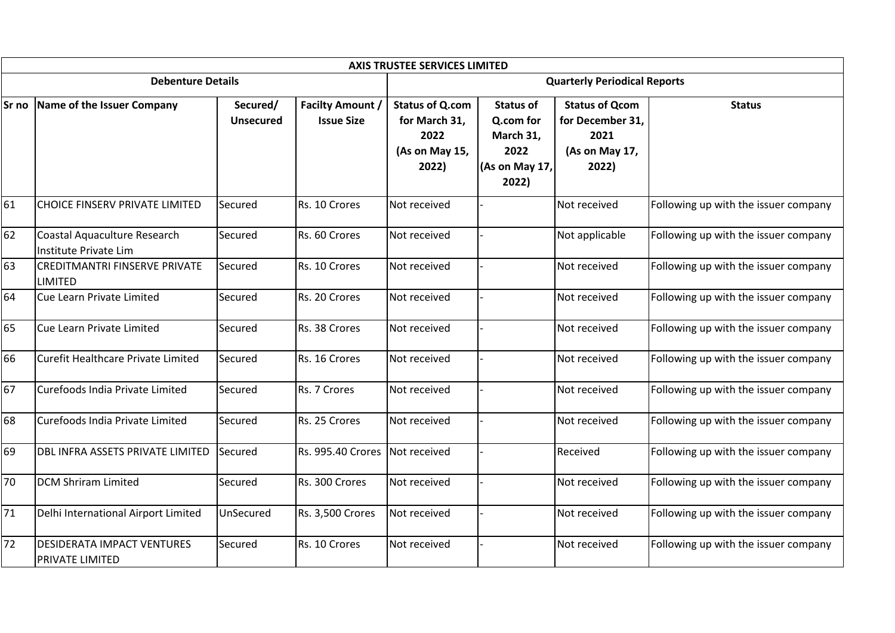| AXIS TRUSTEE SERVICES LIMITED | | | | | | | |
|---|---|---|---|---|---|---|---|
| Debenture Details | | | | Quarterly Periodical Reports | | | |
| Sr no | Name of the Issuer Company | Secured/ Unsecured | Facilty Amount / Issue Size | Status of Q.com for March 31, 2022 (As on May 15, 2022) | Status of Q.com for March 31, 2022 (As on May 17, 2022) | Status of Qcom for December 31, 2021 (As on May 17, 2022) | Status |
| 61 | CHOICE FINSERV PRIVATE LIMITED | Secured | Rs. 10 Crores | Not received | - | Not received | Following up with the issuer company |
| 62 | Coastal Aquaculture Research Institute Private Lim | Secured | Rs. 60 Crores | Not received | - | Not applicable | Following up with the issuer company |
| 63 | CREDITMANTRI FINSERVE PRIVATE LIMITED | Secured | Rs. 10 Crores | Not received | - | Not received | Following up with the issuer company |
| 64 | Cue Learn Private Limited | Secured | Rs. 20 Crores | Not received | - | Not received | Following up with the issuer company |
| 65 | Cue Learn Private Limited | Secured | Rs. 38 Crores | Not received | - | Not received | Following up with the issuer company |
| 66 | Curefit Healthcare Private Limited | Secured | Rs. 16 Crores | Not received | - | Not received | Following up with the issuer company |
| 67 | Curefoods India Private Limited | Secured | Rs. 7 Crores | Not received | - | Not received | Following up with the issuer company |
| 68 | Curefoods India Private Limited | Secured | Rs. 25 Crores | Not received | - | Not received | Following up with the issuer company |
| 69 | DBL INFRA ASSETS PRIVATE LIMITED | Secured | Rs. 995.40 Crores | Not received | - | Received | Following up with the issuer company |
| 70 | DCM Shriram Limited | Secured | Rs. 300 Crores | Not received | - | Not received | Following up with the issuer company |
| 71 | Delhi International Airport Limited | UnSecured | Rs. 3,500 Crores | Not received | - | Not received | Following up with the issuer company |
| 72 | DESIDERATA IMPACT VENTURES PRIVATE LIMITED | Secured | Rs. 10 Crores | Not received | - | Not received | Following up with the issuer company |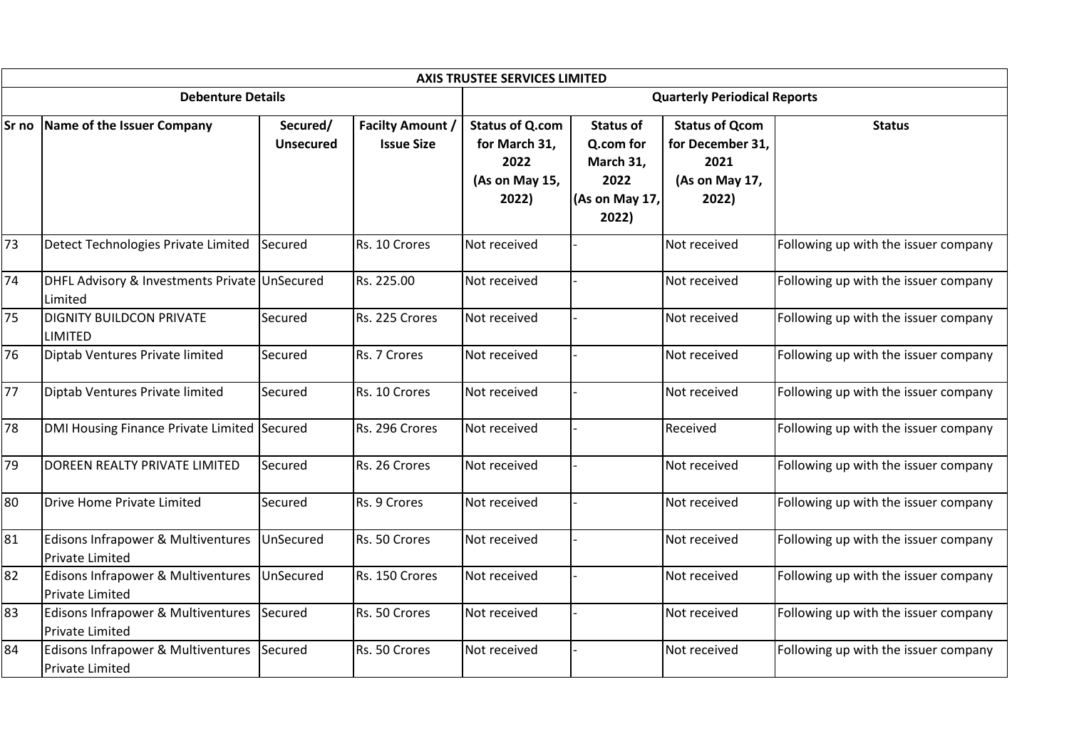| AXIS TRUSTEE SERVICES LIMITED | | | | | | | |
|---|---|---|---|---|---|---|---|
| **Debenture Details** | | | | **Quarterly Periodical Reports** | | | |
| **Sr no** | **Name of the Issuer Company** | **Secured/ Unsecured** | **Facilty Amount / Issue Size** | **Status of Q.com for March 31, 2022 (As on May 15, 2022)** | **Status of Q.com for March 31, 2022 (As on May 17, 2022)** | **Status of Qcom for December 31, 2021 (As on May 17, 2022)** | **Status** |
| 73 | Detect Technologies Private Limited | Secured | Rs. 10 Crores | Not received | - | Not received | Following up with the issuer company |
| 74 | DHFL Advisory & Investments Private Limited | UnSecured | Rs. 225.00 | Not received | - | Not received | Following up with the issuer company |
| 75 | DIGNITY BUILDCON PRIVATE LIMITED | Secured | Rs. 225 Crores | Not received | - | Not received | Following up with the issuer company |
| 76 | Diptab Ventures Private limited | Secured | Rs. 7 Crores | Not received | - | Not received | Following up with the issuer company |
| 77 | Diptab Ventures Private limited | Secured | Rs. 10 Crores | Not received | - | Not received | Following up with the issuer company |
| 78 | DMI Housing Finance Private Limited | Secured | Rs. 296 Crores | Not received | - | Received | Following up with the issuer company |
| 79 | DOREEN REALTY PRIVATE LIMITED | Secured | Rs. 26 Crores | Not received | - | Not received | Following up with the issuer company |
| 80 | Drive Home Private Limited | Secured | Rs. 9 Crores | Not received | - | Not received | Following up with the issuer company |
| 81 | Edisons Infrapower & Multiventures Private Limited | UnSecured | Rs. 50 Crores | Not received | - | Not received | Following up with the issuer company |
| 82 | Edisons Infrapower & Multiventures Private Limited | UnSecured | Rs. 150 Crores | Not received | - | Not received | Following up with the issuer company |
| 83 | Edisons Infrapower & Multiventures Private Limited | Secured | Rs. 50 Crores | Not received | - | Not received | Following up with the issuer company |
| 84 | Edisons Infrapower & Multiventures Private Limited | Secured | Rs. 50 Crores | Not received | - | Not received | Following up with the issuer company |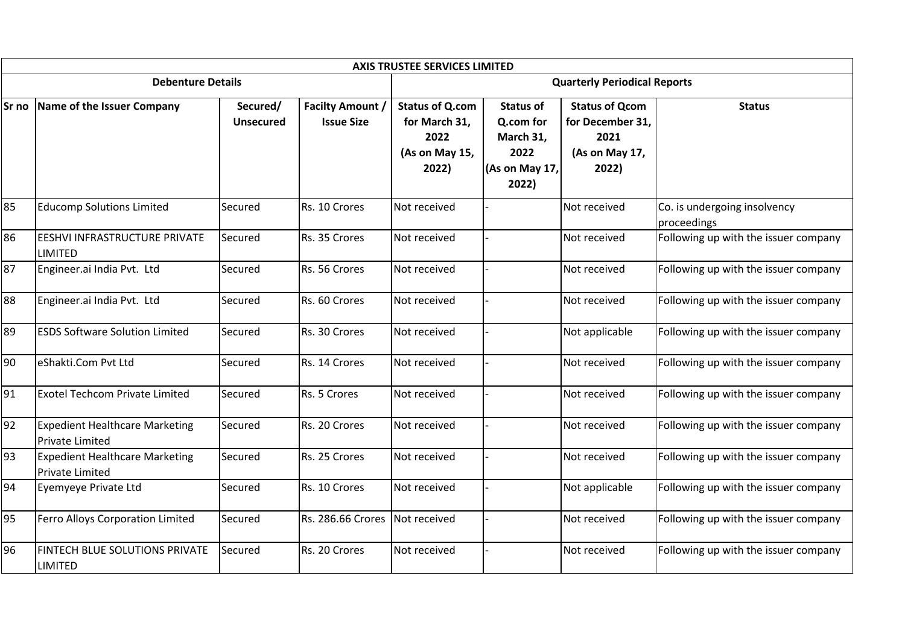| AXIS TRUSTEE SERVICES LIMITED | | | | | | | |
|---|---|---|---|---|---|---|---|
| Debenture Details | | | | Quarterly Periodical Reports | | | |
| Sr no | Name of the Issuer Company | Secured/ Unsecured | Facilty Amount / Issue Size | Status of Q.com for March 31, 2022 (As on May 15, 2022) | Status of Q.com for March 31, 2022 (As on May 17, 2022) | Status of Qcom for December 31, 2021 (As on May 17, 2022) | Status |
| 85 | Educomp Solutions Limited | Secured | Rs. 10 Crores | Not received | - | Not received | Co. is undergoing insolvency proceedings |
| 86 | EESHVI INFRASTRUCTURE PRIVATE LIMITED | Secured | Rs. 35 Crores | Not received | - | Not received | Following up with the issuer company |
| 87 | Engineer.ai India Pvt. Ltd | Secured | Rs. 56 Crores | Not received | - | Not received | Following up with the issuer company |
| 88 | Engineer.ai India Pvt. Ltd | Secured | Rs. 60 Crores | Not received | - | Not received | Following up with the issuer company |
| 89 | ESDS Software Solution Limited | Secured | Rs. 30 Crores | Not received | - | Not applicable | Following up with the issuer company |
| 90 | eShakti.Com Pvt Ltd | Secured | Rs. 14 Crores | Not received | - | Not received | Following up with the issuer company |
| 91 | Exotel Techcom Private Limited | Secured | Rs. 5 Crores | Not received | - | Not received | Following up with the issuer company |
| 92 | Expedient Healthcare Marketing Private Limited | Secured | Rs. 20 Crores | Not received | - | Not received | Following up with the issuer company |
| 93 | Expedient Healthcare Marketing Private Limited | Secured | Rs. 25 Crores | Not received | - | Not received | Following up with the issuer company |
| 94 | Eyemyeye Private Ltd | Secured | Rs. 10 Crores | Not received | - | Not applicable | Following up with the issuer company |
| 95 | Ferro Alloys Corporation Limited | Secured | Rs. 286.66 Crores | Not received | - | Not received | Following up with the issuer company |
| 96 | FINTECH BLUE SOLUTIONS PRIVATE LIMITED | Secured | Rs. 20 Crores | Not received | - | Not received | Following up with the issuer company |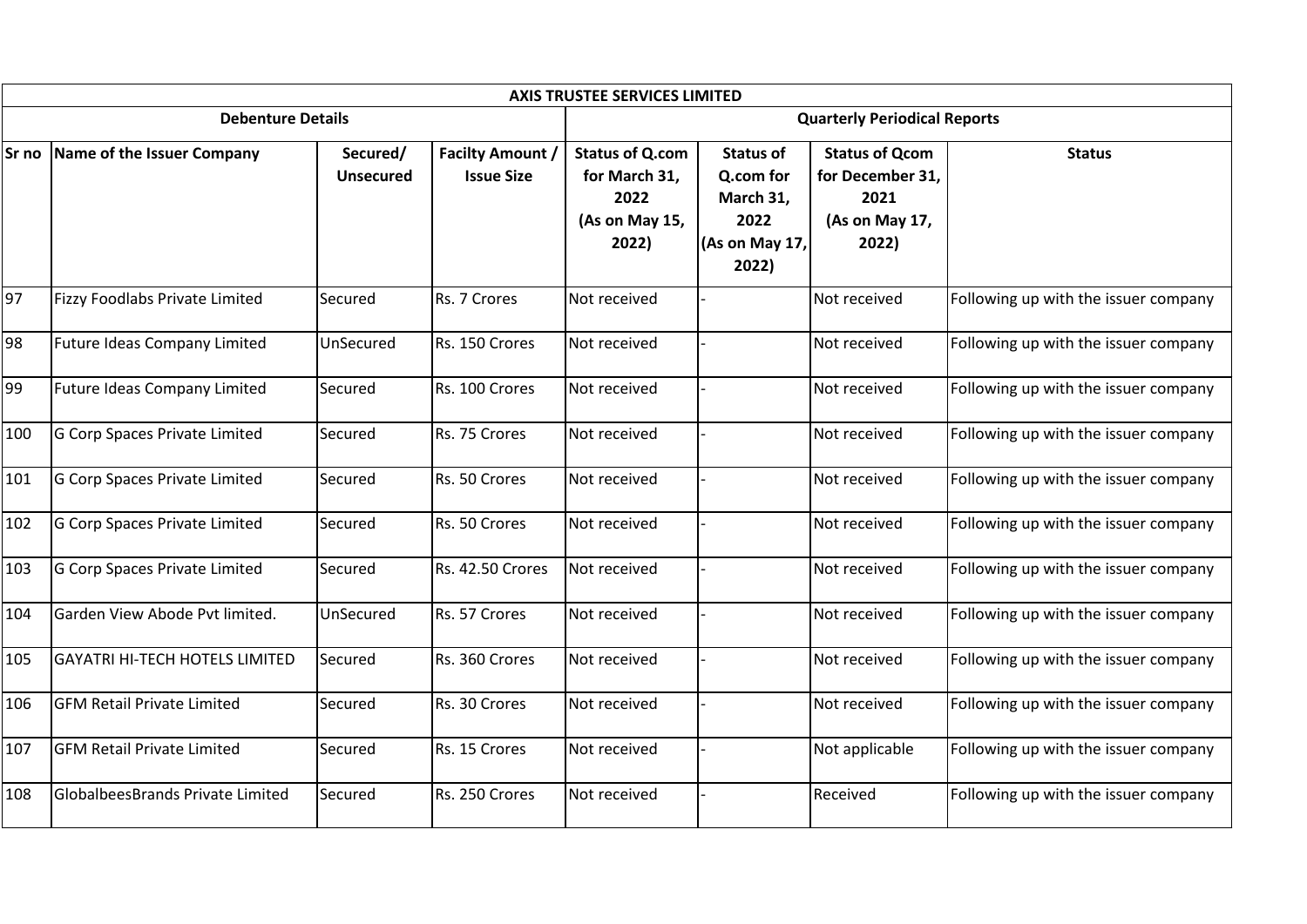| AXIS TRUSTEE SERVICES LIMITED | | | | | | | |
|---|---|---|---|---|---|---|---|
| Debenture Details | | | | Quarterly Periodical Reports | | | |
| Sr no | Name of the Issuer Company | Secured/ Unsecured | Facilty Amount / Issue Size | Status of Q.com for March 31, 2022 (As on May 15, 2022) | Status of Q.com for March 31, 2022 (As on May 17, 2022) | Status of Qcom for December 31, 2021 (As on May 17, 2022) | Status |
| 97 | Fizzy Foodlabs Private Limited | Secured | Rs. 7 Crores | Not received | - | Not received | Following up with the issuer company |
| 98 | Future Ideas Company Limited | UnSecured | Rs. 150 Crores | Not received | - | Not received | Following up with the issuer company |
| 99 | Future Ideas Company Limited | Secured | Rs. 100 Crores | Not received | - | Not received | Following up with the issuer company |
| 100 | G Corp Spaces Private Limited | Secured | Rs. 75 Crores | Not received | - | Not received | Following up with the issuer company |
| 101 | G Corp Spaces Private Limited | Secured | Rs. 50 Crores | Not received | - | Not received | Following up with the issuer company |
| 102 | G Corp Spaces Private Limited | Secured | Rs. 50 Crores | Not received | - | Not received | Following up with the issuer company |
| 103 | G Corp Spaces Private Limited | Secured | Rs. 42.50 Crores | Not received | - | Not received | Following up with the issuer company |
| 104 | Garden View Abode Pvt limited. | UnSecured | Rs. 57 Crores | Not received | - | Not received | Following up with the issuer company |
| 105 | GAYATRI HI-TECH HOTELS LIMITED | Secured | Rs. 360 Crores | Not received | - | Not received | Following up with the issuer company |
| 106 | GFM Retail Private Limited | Secured | Rs. 30 Crores | Not received | - | Not received | Following up with the issuer company |
| 107 | GFM Retail Private Limited | Secured | Rs. 15 Crores | Not received | - | Not applicable | Following up with the issuer company |
| 108 | GlobalbeesBrands Private Limited | Secured | Rs. 250 Crores | Not received | - | Received | Following up with the issuer company |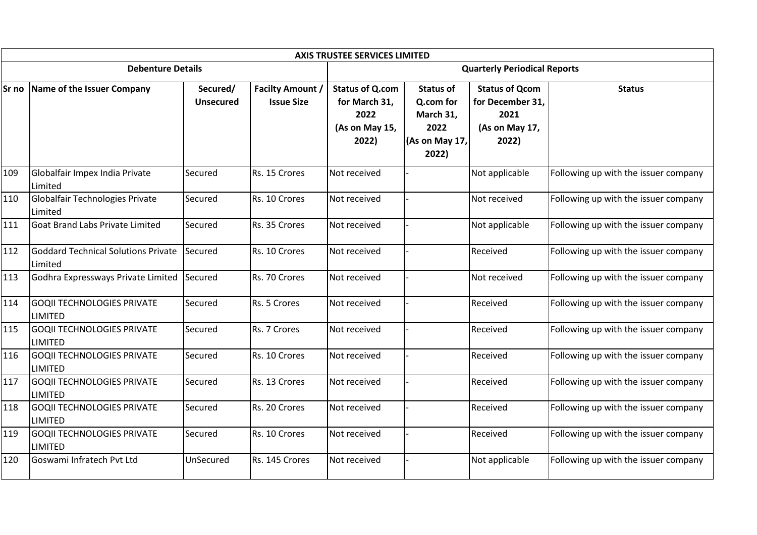| AXIS TRUSTEE SERVICES LIMITED | | | | | | | |
|---|---|---|---|---|---|---|---|
| **Debenture Details** | | | | **Quarterly Periodical Reports** | | | |
| **Sr no** | **Name of the Issuer Company** | **Secured/ Unsecured** | **Faciltiy Amount / Issue Size** | **Status of Q.com for March 31, 2022 (As on May 15, 2022)** | **Status of Q.com for March 31, 2022 (As on May 17, 2022)** | **Status of Qcom for December 31, 2021 (As on May 17, 2022)** | **Status** |
| 109 | Globalfair Impex India Private Limited | Secured | Rs. 15 Crores | Not received | - | Not applicable | Following up with the issuer company |
| 110 | Globalfair Technologies Private Limited | Secured | Rs. 10 Crores | Not received | - | Not received | Following up with the issuer company |
| 111 | Goat Brand Labs Private Limited | Secured | Rs. 35 Crores | Not received | - | Not applicable | Following up with the issuer company |
| 112 | Goddard Technical Solutions Private Limited | Secured | Rs. 10 Crores | Not received | - | Received | Following up with the issuer company |
| 113 | Godhra Expressways Private Limited | Secured | Rs. 70 Crores | Not received | - | Not received | Following up with the issuer company |
| 114 | GOQII TECHNOLOGIES PRIVATE LIMITED | Secured | Rs. 5 Crores | Not received | - | Received | Following up with the issuer company |
| 115 | GOQII TECHNOLOGIES PRIVATE LIMITED | Secured | Rs. 7 Crores | Not received | - | Received | Following up with the issuer company |
| 116 | GOQII TECHNOLOGIES PRIVATE LIMITED | Secured | Rs. 10 Crores | Not received | - | Received | Following up with the issuer company |
| 117 | GOQII TECHNOLOGIES PRIVATE LIMITED | Secured | Rs. 13 Crores | Not received | - | Received | Following up with the issuer company |
| 118 | GOQII TECHNOLOGIES PRIVATE LIMITED | Secured | Rs. 20 Crores | Not received | - | Received | Following up with the issuer company |
| 119 | GOQII TECHNOLOGIES PRIVATE LIMITED | Secured | Rs. 10 Crores | Not received | - | Received | Following up with the issuer company |
| 120 | Goswami Infratech Pvt Ltd | UnSecured | Rs. 145 Crores | Not received | - | Not applicable | Following up with the issuer company |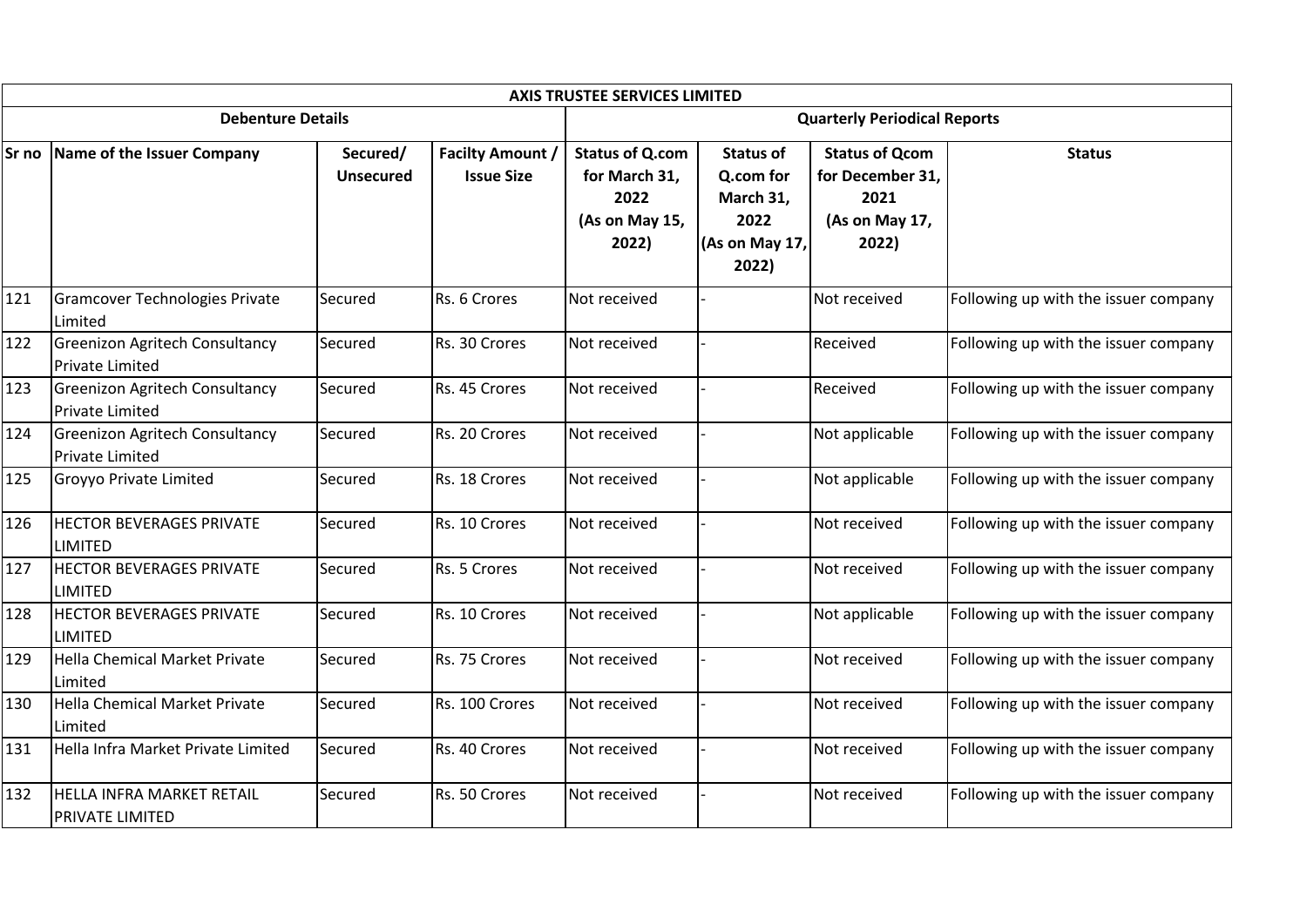| AXIS TRUSTEE SERVICES LIMITED | | | | | | | |
|---|---|---|---|---|---|---|---|
| Debenture Details | | | | Quarterly Periodical Reports | | | |
| Sr no | Name of the Issuer Company | Secured/ Unsecured | Facilty Amount / Issue Size | Status of Q.com for March 31, 2022 (As on May 15, 2022) | Status of Q.com for March 31, 2022 (As on May 17, 2022) | Status of Qcom for December 31, 2021 (As on May 17, 2022) | Status |
| 121 | Gramcover Technologies Private Limited | Secured | Rs. 6 Crores | Not received | - | Not received | Following up with the issuer company |
| 122 | Greenizon Agritech Consultancy Private Limited | Secured | Rs. 30 Crores | Not received | - | Received | Following up with the issuer company |
| 123 | Greenizon Agritech Consultancy Private Limited | Secured | Rs. 45 Crores | Not received | - | Received | Following up with the issuer company |
| 124 | Greenizon Agritech Consultancy Private Limited | Secured | Rs. 20 Crores | Not received | - | Not applicable | Following up with the issuer company |
| 125 | Groyyo Private Limited | Secured | Rs. 18 Crores | Not received | - | Not applicable | Following up with the issuer company |
| 126 | HECTOR BEVERAGES PRIVATE LIMITED | Secured | Rs. 10 Crores | Not received | - | Not received | Following up with the issuer company |
| 127 | HECTOR BEVERAGES PRIVATE LIMITED | Secured | Rs. 5 Crores | Not received | - | Not received | Following up with the issuer company |
| 128 | HECTOR BEVERAGES PRIVATE LIMITED | Secured | Rs. 10 Crores | Not received | - | Not applicable | Following up with the issuer company |
| 129 | Hella Chemical Market Private Limited | Secured | Rs. 75 Crores | Not received | - | Not received | Following up with the issuer company |
| 130 | Hella Chemical Market Private Limited | Secured | Rs. 100 Crores | Not received | - | Not received | Following up with the issuer company |
| 131 | Hella Infra Market Private Limited | Secured | Rs. 40 Crores | Not received | - | Not received | Following up with the issuer company |
| 132 | HELLA INFRA MARKET RETAIL PRIVATE LIMITED | Secured | Rs. 50 Crores | Not received | - | Not received | Following up with the issuer company |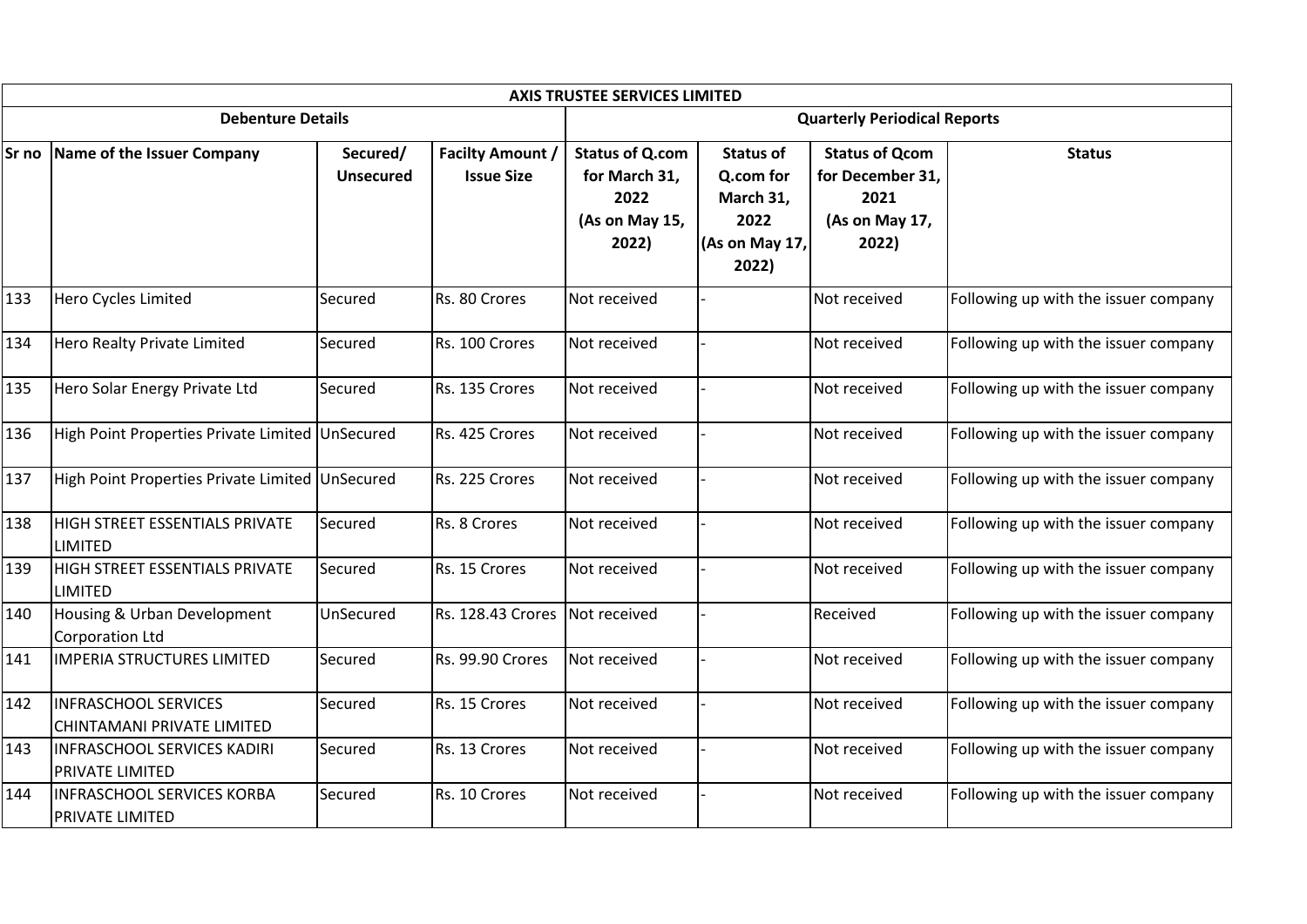| AXIS TRUSTEE SERVICES LIMITED | | | | | | | |
|---|---|---|---|---|---|---|---|
| Debenture Details | | | | Quarterly Periodical Reports | | | |
| Sr no | Name of the Issuer Company | Secured/ Unsecured | Facilty Amount / Issue Size | Status of Q.com for March 31, 2022 (As on May 15, 2022) | Status of Q.com for March 31, 2022 (As on May 17, 2022) | Status of Qcom for December 31, 2021 (As on May 17, 2022) | Status |
| 133 | Hero Cycles Limited | Secured | Rs. 80 Crores | Not received | - | Not received | Following up with the issuer company |
| 134 | Hero Realty Private Limited | Secured | Rs. 100 Crores | Not received | - | Not received | Following up with the issuer company |
| 135 | Hero Solar Energy Private Ltd | Secured | Rs. 135 Crores | Not received | - | Not received | Following up with the issuer company |
| 136 | High Point Properties Private Limited | UnSecured | Rs. 425 Crores | Not received | - | Not received | Following up with the issuer company |
| 137 | High Point Properties Private Limited | UnSecured | Rs. 225 Crores | Not received | - | Not received | Following up with the issuer company |
| 138 | HIGH STREET ESSENTIALS PRIVATE LIMITED | Secured | Rs. 8 Crores | Not received | - | Not received | Following up with the issuer company |
| 139 | HIGH STREET ESSENTIALS PRIVATE LIMITED | Secured | Rs. 15 Crores | Not received | - | Not received | Following up with the issuer company |
| 140 | Housing & Urban Development Corporation Ltd | UnSecured | Rs. 128.43 Crores | Not received | - | Received | Following up with the issuer company |
| 141 | IMPERIA STRUCTURES LIMITED | Secured | Rs. 99.90 Crores | Not received | - | Not received | Following up with the issuer company |
| 142 | INFRASCHOOL SERVICES CHINTAMANI PRIVATE LIMITED | Secured | Rs. 15 Crores | Not received | - | Not received | Following up with the issuer company |
| 143 | INFRASCHOOL SERVICES KADIRI PRIVATE LIMITED | Secured | Rs. 13 Crores | Not received | - | Not received | Following up with the issuer company |
| 144 | INFRASCHOOL SERVICES KORBA PRIVATE LIMITED | Secured | Rs. 10 Crores | Not received | - | Not received | Following up with the issuer company |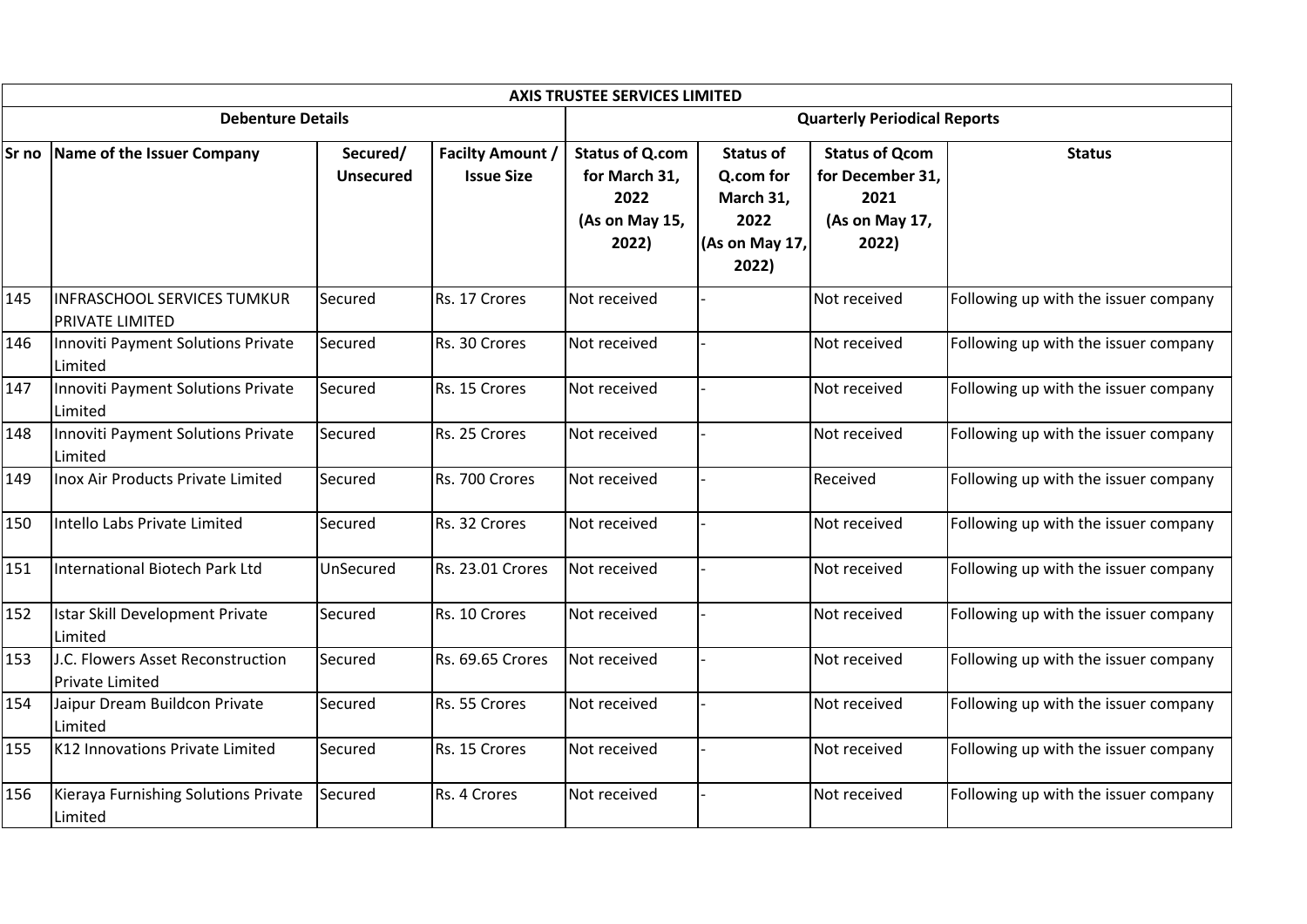| AXIS TRUSTEE SERVICES LIMITED | | | | | | | |
|---|---|---|---|---|---|---|---|
| **Debenture Details** | | | | **Quarterly Periodical Reports** | | | |
| **Sr no** | **Name of the Issuer Company** | **Secured/ Unsecured** | **Facilty Amount / Issue Size** | **Status of Q.com for March 31, 2022 (As on May 15, 2022)** | **Status of Q.com for March 31, 2022 (As on May 17, 2022)** | **Status of Qcom for December 31, 2021 (As on May 17, 2022)** | **Status** |
| 145 | INFRASCHOOL SERVICES TUMKUR PRIVATE LIMITED | Secured | Rs. 17 Crores | Not received | - | Not received | Following up with the issuer company |
| 146 | Innoviti Payment Solutions Private Limited | Secured | Rs. 30 Crores | Not received | - | Not received | Following up with the issuer company |
| 147 | Innoviti Payment Solutions Private Limited | Secured | Rs. 15 Crores | Not received | - | Not received | Following up with the issuer company |
| 148 | Innoviti Payment Solutions Private Limited | Secured | Rs. 25 Crores | Not received | - | Not received | Following up with the issuer company |
| 149 | Inox Air Products Private Limited | Secured | Rs. 700 Crores | Not received | - | Received | Following up with the issuer company |
| 150 | Intello Labs Private Limited | Secured | Rs. 32 Crores | Not received | - | Not received | Following up with the issuer company |
| 151 | International Biotech Park Ltd | UnSecured | Rs. 23.01 Crores | Not received | - | Not received | Following up with the issuer company |
| 152 | Istar Skill Development Private Limited | Secured | Rs. 10 Crores | Not received | - | Not received | Following up with the issuer company |
| 153 | J.C. Flowers Asset Reconstruction Private Limited | Secured | Rs. 69.65 Crores | Not received | - | Not received | Following up with the issuer company |
| 154 | Jaipur Dream Buildcon Private Limited | Secured | Rs. 55 Crores | Not received | - | Not received | Following up with the issuer company |
| 155 | K12 Innovations Private Limited | Secured | Rs. 15 Crores | Not received | - | Not received | Following up with the issuer company |
| 156 | Kieraya Furnishing Solutions Private Limited | Secured | Rs. 4 Crores | Not received | - | Not received | Following up with the issuer company |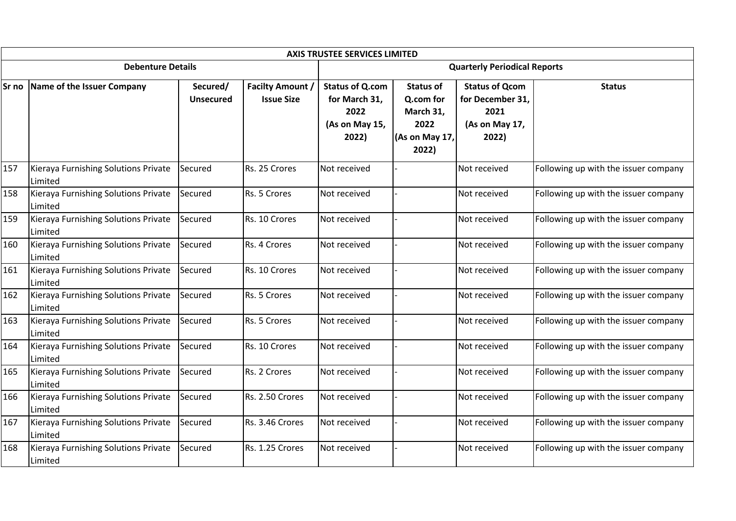| AXIS TRUSTEE SERVICES LIMITED | | | | | | | |
|---|---|---|---|---|---|---|---|
| **Debenture Details** | | | | **Quarterly Periodical Reports** | | | |
| **Sr no** | **Name of the Issuer Company** | **Secured/ Unsecured** | **Facilty Amount / Issue Size** | **Status of Q.com for March 31, 2022 (As on May 15, 2022)** | **Status of Q.com for March 31, 2022 (As on May 17, 2022)** | **Status of Qcom for December 31, 2021 (As on May 17, 2022)** | **Status** |
| 157 | Kieraya Furnishing Solutions Private Limited | Secured | Rs. 25 Crores | Not received | - | Not received | Following up with the issuer company |
| 158 | Kieraya Furnishing Solutions Private Limited | Secured | Rs. 5 Crores | Not received | - | Not received | Following up with the issuer company |
| 159 | Kieraya Furnishing Solutions Private Limited | Secured | Rs. 10 Crores | Not received | - | Not received | Following up with the issuer company |
| 160 | Kieraya Furnishing Solutions Private Limited | Secured | Rs. 4 Crores | Not received | - | Not received | Following up with the issuer company |
| 161 | Kieraya Furnishing Solutions Private Limited | Secured | Rs. 10 Crores | Not received | - | Not received | Following up with the issuer company |
| 162 | Kieraya Furnishing Solutions Private Limited | Secured | Rs. 5 Crores | Not received | - | Not received | Following up with the issuer company |
| 163 | Kieraya Furnishing Solutions Private Limited | Secured | Rs. 5 Crores | Not received | - | Not received | Following up with the issuer company |
| 164 | Kieraya Furnishing Solutions Private Limited | Secured | Rs. 10 Crores | Not received | - | Not received | Following up with the issuer company |
| 165 | Kieraya Furnishing Solutions Private Limited | Secured | Rs. 2 Crores | Not received | - | Not received | Following up with the issuer company |
| 166 | Kieraya Furnishing Solutions Private Limited | Secured | Rs. 2.50 Crores | Not received | - | Not received | Following up with the issuer company |
| 167 | Kieraya Furnishing Solutions Private Limited | Secured | Rs. 3.46 Crores | Not received | - | Not received | Following up with the issuer company |
| 168 | Kieraya Furnishing Solutions Private Limited | Secured | Rs. 1.25 Crores | Not received | - | Not received | Following up with the issuer company |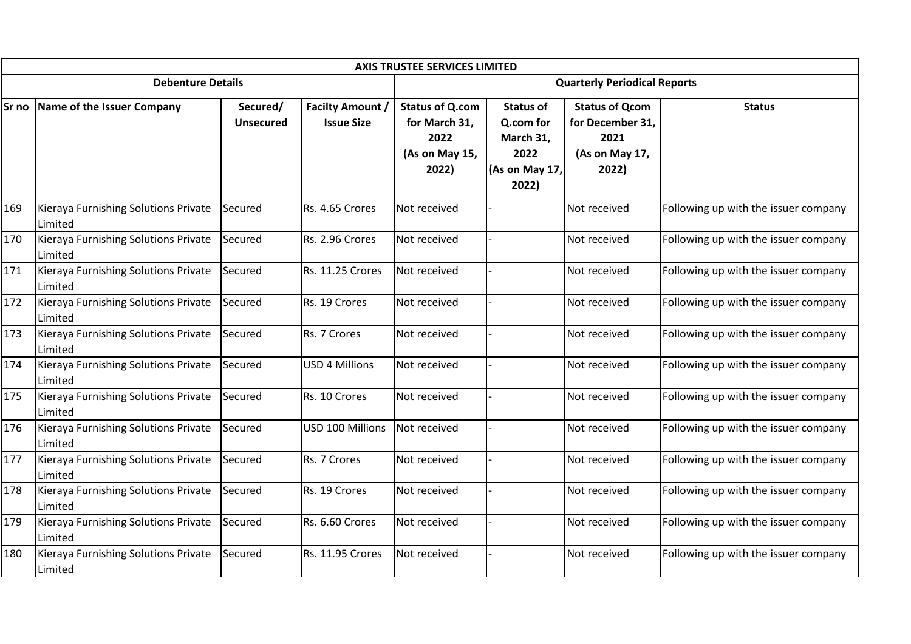| AXIS TRUSTEE SERVICES LIMITED | | | | | | | |
|---|---|---|---|---|---|---|---|
| Debenture Details | | | | Quarterly Periodical Reports | | | |
| Sr no | Name of the Issuer Company | Secured/ Unsecured | Facilty Amount / Issue Size | Status of Q.com for March 31, 2022 (As on May 15, 2022) | Status of Q.com for March 31, 2022 (As on May 17, 2022) | Status of Qcom for December 31, 2021 (As on May 17, 2022) | Status |
| 169 | Kieraya Furnishing Solutions Private Limited | Secured | Rs. 4.65 Crores | Not received | - | Not received | Following up with the issuer company |
| 170 | Kieraya Furnishing Solutions Private Limited | Secured | Rs. 2.96 Crores | Not received | - | Not received | Following up with the issuer company |
| 171 | Kieraya Furnishing Solutions Private Limited | Secured | Rs. 11.25 Crores | Not received | - | Not received | Following up with the issuer company |
| 172 | Kieraya Furnishing Solutions Private Limited | Secured | Rs. 19 Crores | Not received | - | Not received | Following up with the issuer company |
| 173 | Kieraya Furnishing Solutions Private Limited | Secured | Rs. 7 Crores | Not received | - | Not received | Following up with the issuer company |
| 174 | Kieraya Furnishing Solutions Private Limited | Secured | USD 4 Millions | Not received | - | Not received | Following up with the issuer company |
| 175 | Kieraya Furnishing Solutions Private Limited | Secured | Rs. 10 Crores | Not received | - | Not received | Following up with the issuer company |
| 176 | Kieraya Furnishing Solutions Private Limited | Secured | USD 100 Millions | Not received | - | Not received | Following up with the issuer company |
| 177 | Kieraya Furnishing Solutions Private Limited | Secured | Rs. 7 Crores | Not received | - | Not received | Following up with the issuer company |
| 178 | Kieraya Furnishing Solutions Private Limited | Secured | Rs. 19 Crores | Not received | - | Not received | Following up with the issuer company |
| 179 | Kieraya Furnishing Solutions Private Limited | Secured | Rs. 6.60 Crores | Not received | - | Not received | Following up with the issuer company |
| 180 | Kieraya Furnishing Solutions Private Limited | Secured | Rs. 11.95 Crores | Not received | - | Not received | Following up with the issuer company |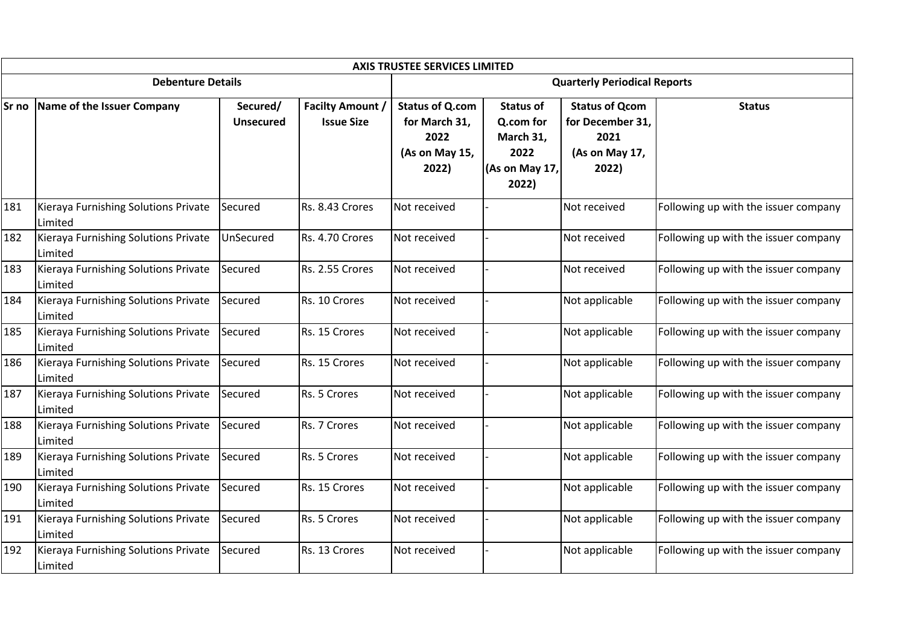| AXIS TRUSTEE SERVICES LIMITED | | | | | | | |
|---|---|---|---|---|---|---|---|
| Debenture Details | | | | Quarterly Periodical Reports | | | |
| Sr no | Name of the Issuer Company | Secured/ Unsecured | Facilty Amount / Issue Size | Status of Q.com for March 31, 2022 (As on May 15, 2022) | Status of Q.com for March 31, 2022 (As on May 17, 2022) | Status of Qcom for December 31, 2021 (As on May 17, 2022) | Status |
| 181 | Kieraya Furnishing Solutions Private Limited | Secured | Rs. 8.43 Crores | Not received | - | Not received | Following up with the issuer company |
| 182 | Kieraya Furnishing Solutions Private Limited | UnSecured | Rs. 4.70 Crores | Not received | - | Not received | Following up with the issuer company |
| 183 | Kieraya Furnishing Solutions Private Limited | Secured | Rs. 2.55 Crores | Not received | - | Not received | Following up with the issuer company |
| 184 | Kieraya Furnishing Solutions Private Limited | Secured | Rs. 10 Crores | Not received | - | Not applicable | Following up with the issuer company |
| 185 | Kieraya Furnishing Solutions Private Limited | Secured | Rs. 15 Crores | Not received | - | Not applicable | Following up with the issuer company |
| 186 | Kieraya Furnishing Solutions Private Limited | Secured | Rs. 15 Crores | Not received | - | Not applicable | Following up with the issuer company |
| 187 | Kieraya Furnishing Solutions Private Limited | Secured | Rs. 5 Crores | Not received | - | Not applicable | Following up with the issuer company |
| 188 | Kieraya Furnishing Solutions Private Limited | Secured | Rs. 7 Crores | Not received | - | Not applicable | Following up with the issuer company |
| 189 | Kieraya Furnishing Solutions Private Limited | Secured | Rs. 5 Crores | Not received | - | Not applicable | Following up with the issuer company |
| 190 | Kieraya Furnishing Solutions Private Limited | Secured | Rs. 15 Crores | Not received | - | Not applicable | Following up with the issuer company |
| 191 | Kieraya Furnishing Solutions Private Limited | Secured | Rs. 5 Crores | Not received | - | Not applicable | Following up with the issuer company |
| 192 | Kieraya Furnishing Solutions Private Limited | Secured | Rs. 13 Crores | Not received | - | Not applicable | Following up with the issuer company |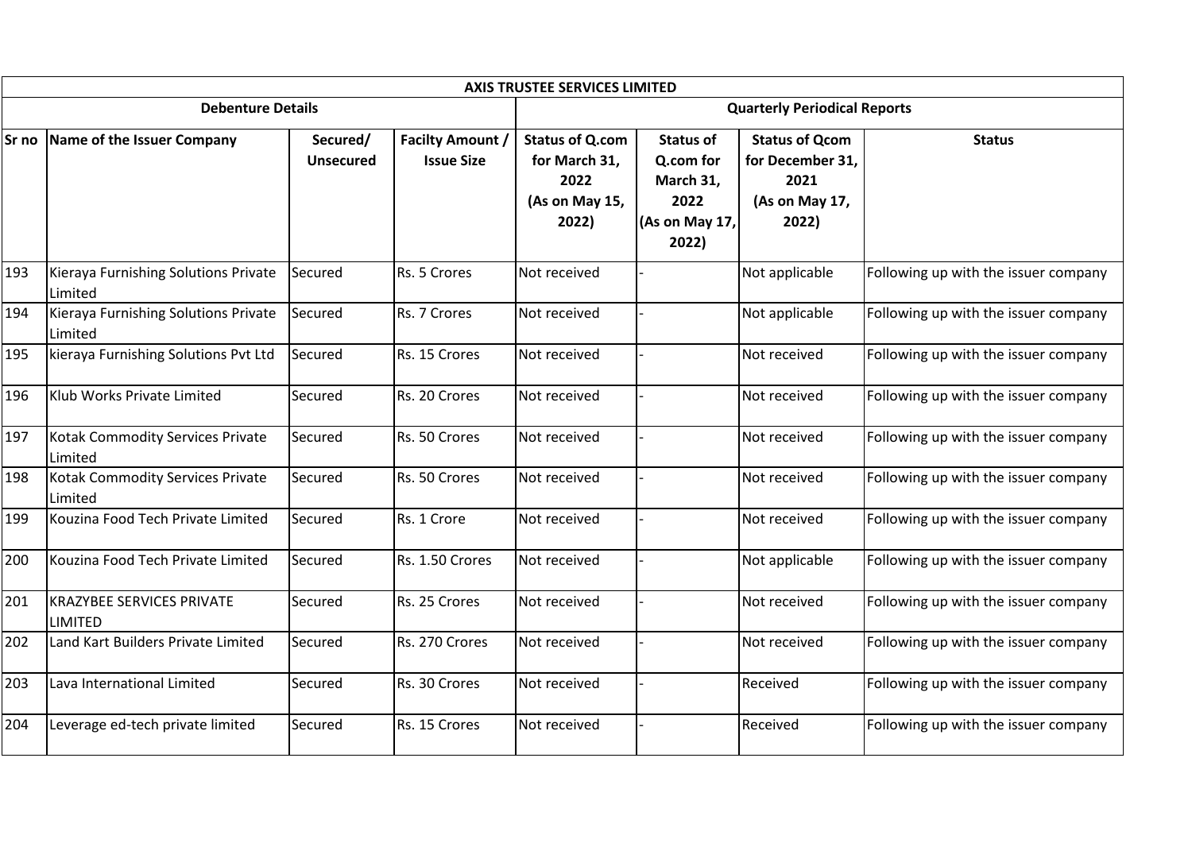| AXIS TRUSTEE SERVICES LIMITED | | | | | | | |
|---|---|---|---|---|---|---|---|
| Debenture Details | | | | Quarterly Periodical Reports | | | |
| Sr no | Name of the Issuer Company | Secured/ Unsecured | Facilty Amount / Issue Size | Status of Q.com for March 31, 2022 (As on May 15, 2022) | Status of Q.com for March 31, 2022 (As on May 17, 2022) | Status of Qcom for December 31, 2021 (As on May 17, 2022) | Status |
| 193 | Kieraya Furnishing Solutions Private Limited | Secured | Rs. 5 Crores | Not received | - | Not applicable | Following up with the issuer company |
| 194 | Kieraya Furnishing Solutions Private Limited | Secured | Rs. 7 Crores | Not received | - | Not applicable | Following up with the issuer company |
| 195 | kieraya Furnishing Solutions Pvt Ltd | Secured | Rs. 15 Crores | Not received | - | Not received | Following up with the issuer company |
| 196 | Klub Works Private Limited | Secured | Rs. 20 Crores | Not received | - | Not received | Following up with the issuer company |
| 197 | Kotak Commodity Services Private Limited | Secured | Rs. 50 Crores | Not received | - | Not received | Following up with the issuer company |
| 198 | Kotak Commodity Services Private Limited | Secured | Rs. 50 Crores | Not received | - | Not received | Following up with the issuer company |
| 199 | Kouzina Food Tech Private Limited | Secured | Rs. 1 Crore | Not received | - | Not received | Following up with the issuer company |
| 200 | Kouzina Food Tech Private Limited | Secured | Rs. 1.50 Crores | Not received | - | Not applicable | Following up with the issuer company |
| 201 | KRAZYBEE SERVICES PRIVATE LIMITED | Secured | Rs. 25 Crores | Not received | - | Not received | Following up with the issuer company |
| 202 | Land Kart Builders Private Limited | Secured | Rs. 270 Crores | Not received | - | Not received | Following up with the issuer company |
| 203 | Lava International Limited | Secured | Rs. 30 Crores | Not received | - | Received | Following up with the issuer company |
| 204 | Leverage ed-tech private limited | Secured | Rs. 15 Crores | Not received | - | Received | Following up with the issuer company |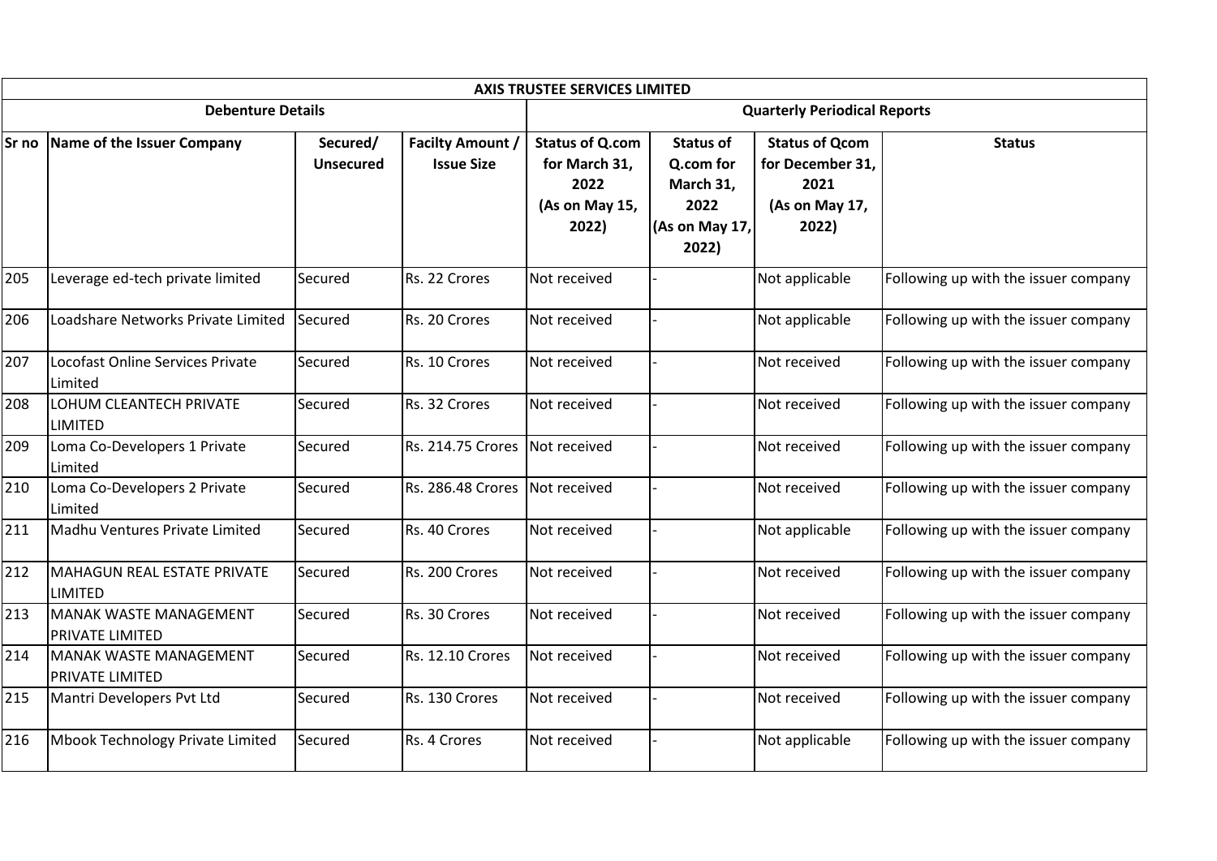| AXIS TRUSTEE SERVICES LIMITED | | | | | | | |
|---|---|---|---|---|---|---|---|
| **Debenture Details** | | | | **Quarterly Periodical Reports** | | | |
| **Sr no** | **Name of the Issuer Company** | **Secured/ Unsecured** | **Facilty Amount / Issue Size** | **Status of Q.com for March 31, 2022 (As on May 15, 2022)** | **Status of Q.com for March 31, 2022 (As on May 17, 2022)** | **Status of Qcom for December 31, 2021 (As on May 17, 2022)** | **Status** |
| 205 | Leverage ed-tech private limited | Secured | Rs. 22 Crores | Not received | - | Not applicable | Following up with the issuer company |
| 206 | Loadshare Networks Private Limited | Secured | Rs. 20 Crores | Not received | - | Not applicable | Following up with the issuer company |
| 207 | Locofast Online Services Private Limited | Secured | Rs. 10 Crores | Not received | - | Not received | Following up with the issuer company |
| 208 | LOHUM CLEANTECH PRIVATE LIMITED | Secured | Rs. 32 Crores | Not received | - | Not received | Following up with the issuer company |
| 209 | Loma Co-Developers 1 Private Limited | Secured | Rs. 214.75 Crores | Not received | - | Not received | Following up with the issuer company |
| 210 | Loma Co-Developers 2 Private Limited | Secured | Rs. 286.48 Crores | Not received | - | Not received | Following up with the issuer company |
| 211 | Madhu Ventures Private Limited | Secured | Rs. 40 Crores | Not received | - | Not applicable | Following up with the issuer company |
| 212 | MAHAGUN REAL ESTATE PRIVATE LIMITED | Secured | Rs. 200 Crores | Not received | - | Not received | Following up with the issuer company |
| 213 | MANAK WASTE MANAGEMENT PRIVATE LIMITED | Secured | Rs. 30 Crores | Not received | - | Not received | Following up with the issuer company |
| 214 | MANAK WASTE MANAGEMENT PRIVATE LIMITED | Secured | Rs. 12.10 Crores | Not received | - | Not received | Following up with the issuer company |
| 215 | Mantri Developers Pvt Ltd | Secured | Rs. 130 Crores | Not received | - | Not received | Following up with the issuer company |
| 216 | Mbook Technology Private Limited | Secured | Rs. 4 Crores | Not received | - | Not applicable | Following up with the issuer company |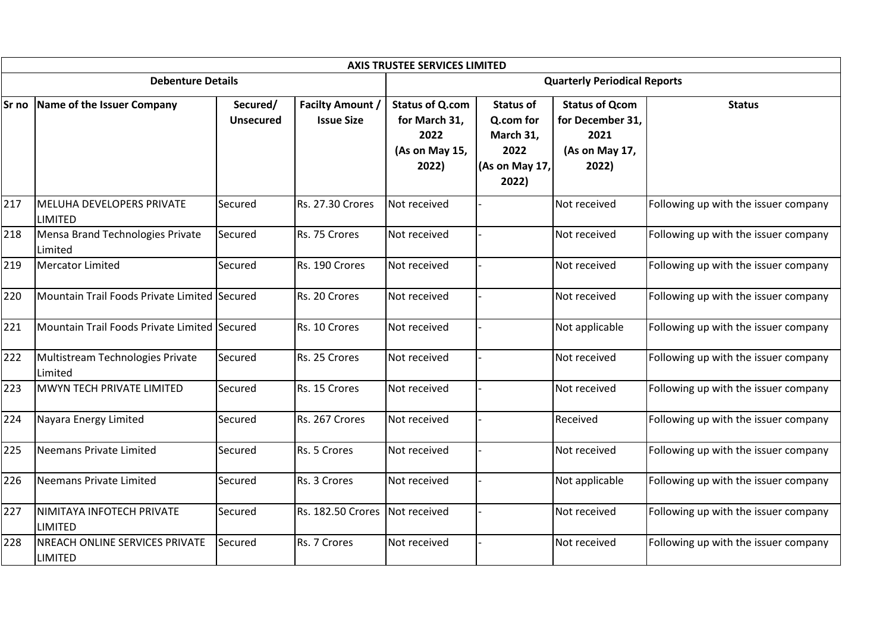| AXIS TRUSTEE SERVICES LIMITED | | | | | | | |
|---|---|---|---|---|---|---|---|
| **Debenture Details** | | | | **Quarterly Periodical Reports** | | | |
| **Sr no** | **Name of the Issuer Company** | **Secured/ Unsecured** | **Facilty Amount / Issue Size** | **Status of Q.com for March 31, 2022 (As on May 15, 2022)** | **Status of Q.com for March 31, 2022 (As on May 17, 2022)** | **Status of Qcom for December 31, 2021 (As on May 17, 2022)** | **Status** |
| 217 | MELUHA DEVELOPERS PRIVATE LIMITED | Secured | Rs. 27.30 Crores | Not received | - | Not received | Following up with the issuer company |
| 218 | Mensa Brand Technologies Private Limited | Secured | Rs. 75 Crores | Not received | - | Not received | Following up with the issuer company |
| 219 | Mercator Limited | Secured | Rs. 190 Crores | Not received | - | Not received | Following up with the issuer company |
| 220 | Mountain Trail Foods Private Limited | Secured | Rs. 20 Crores | Not received | - | Not received | Following up with the issuer company |
| 221 | Mountain Trail Foods Private Limited | Secured | Rs. 10 Crores | Not received | - | Not applicable | Following up with the issuer company |
| 222 | Multistream Technologies Private Limited | Secured | Rs. 25 Crores | Not received | - | Not received | Following up with the issuer company |
| 223 | MWYN TECH PRIVATE LIMITED | Secured | Rs. 15 Crores | Not received | - | Not received | Following up with the issuer company |
| 224 | Nayara Energy Limited | Secured | Rs. 267 Crores | Not received | - | Received | Following up with the issuer company |
| 225 | Neemans Private Limited | Secured | Rs. 5 Crores | Not received | - | Not received | Following up with the issuer company |
| 226 | Neemans Private Limited | Secured | Rs. 3 Crores | Not received | - | Not applicable | Following up with the issuer company |
| 227 | NIMITAYA INFOTECH PRIVATE LIMITED | Secured | Rs. 182.50 Crores | Not received | - | Not received | Following up with the issuer company |
| 228 | NREACH ONLINE SERVICES PRIVATE LIMITED | Secured | Rs. 7 Crores | Not received | - | Not received | Following up with the issuer company |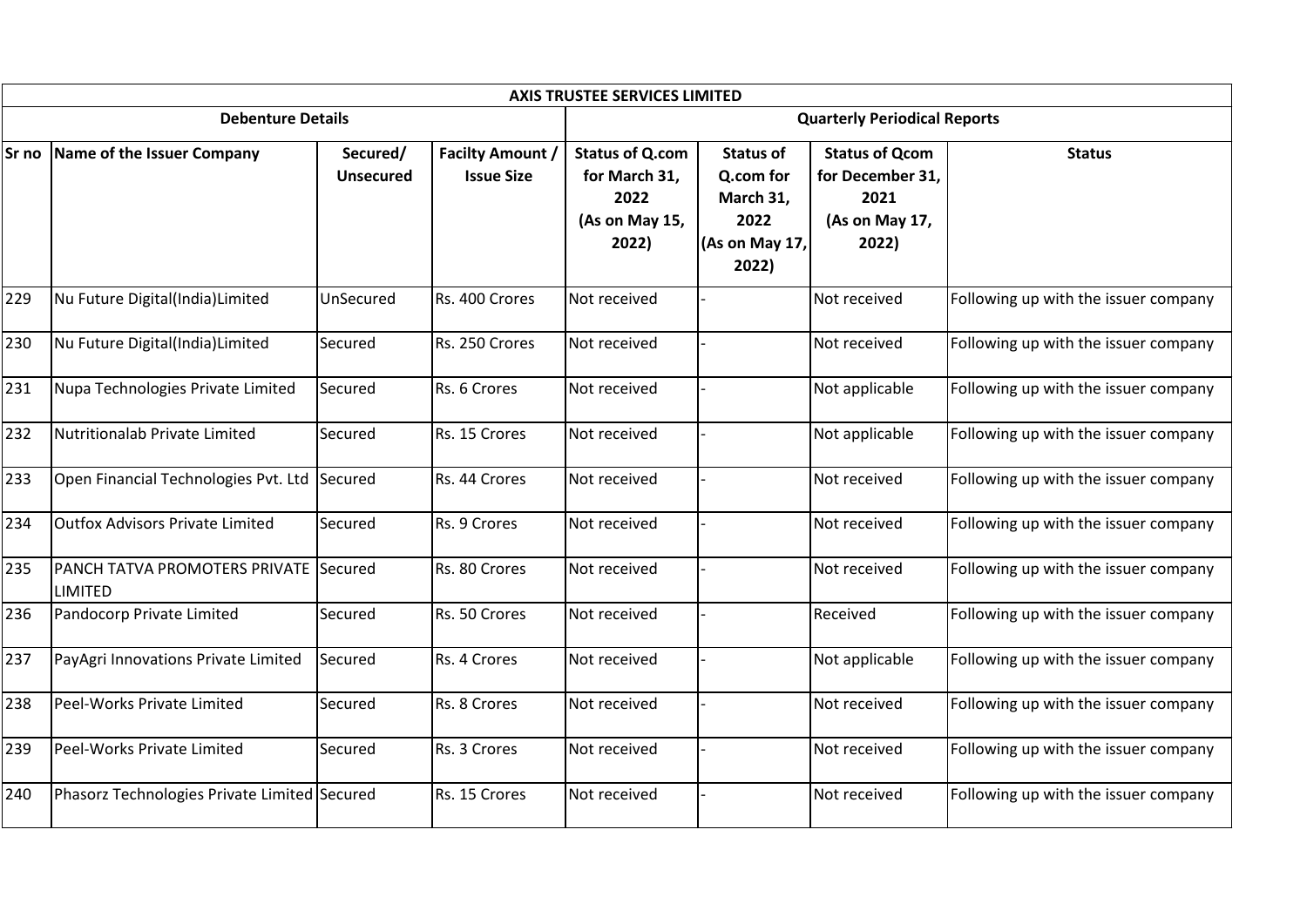| AXIS TRUSTEE SERVICES LIMITED | | | | | | | |
|---|---|---|---|---|---|---|---|
| **Debenture Details** | | | | **Quarterly Periodical Reports** | | | |
| **Sr no** | **Name of the Issuer Company** | **Secured/ Unsecured** | **Facilty Amount / Issue Size** | **Status of Q.com for March 31, 2022 (As on May 15, 2022)** | **Status of Q.com for March 31, 2022 (As on May 17, 2022)** | **Status of Qcom for December 31, 2021 (As on May 17, 2022)** | **Status** |
| 229 | Nu Future Digital(India)Limited | UnSecured | Rs. 400 Crores | Not received | - | Not received | Following up with the issuer company |
| 230 | Nu Future Digital(India)Limited | Secured | Rs. 250 Crores | Not received | - | Not received | Following up with the issuer company |
| 231 | Nupa Technologies Private Limited | Secured | Rs. 6 Crores | Not received | - | Not applicable | Following up with the issuer company |
| 232 | Nutritionalab Private Limited | Secured | Rs. 15 Crores | Not received | - | Not applicable | Following up with the issuer company |
| 233 | Open Financial Technologies Pvt. Ltd | Secured | Rs. 44 Crores | Not received | - | Not received | Following up with the issuer company |
| 234 | Outfox Advisors Private Limited | Secured | Rs. 9 Crores | Not received | - | Not received | Following up with the issuer company |
| 235 | PANCH TATVA PROMOTERS PRIVATE LIMITED | Secured | Rs. 80 Crores | Not received | - | Not received | Following up with the issuer company |
| 236 | Pandocorp Private Limited | Secured | Rs. 50 Crores | Not received | - | Received | Following up with the issuer company |
| 237 | PayAgri Innovations Private Limited | Secured | Rs. 4 Crores | Not received | - | Not applicable | Following up with the issuer company |
| 238 | Peel-Works Private Limited | Secured | Rs. 8 Crores | Not received | - | Not received | Following up with the issuer company |
| 239 | Peel-Works Private Limited | Secured | Rs. 3 Crores | Not received | - | Not received | Following up with the issuer company |
| 240 | Phasorz Technologies Private Limited | Secured | Rs. 15 Crores | Not received | - | Not received | Following up with the issuer company |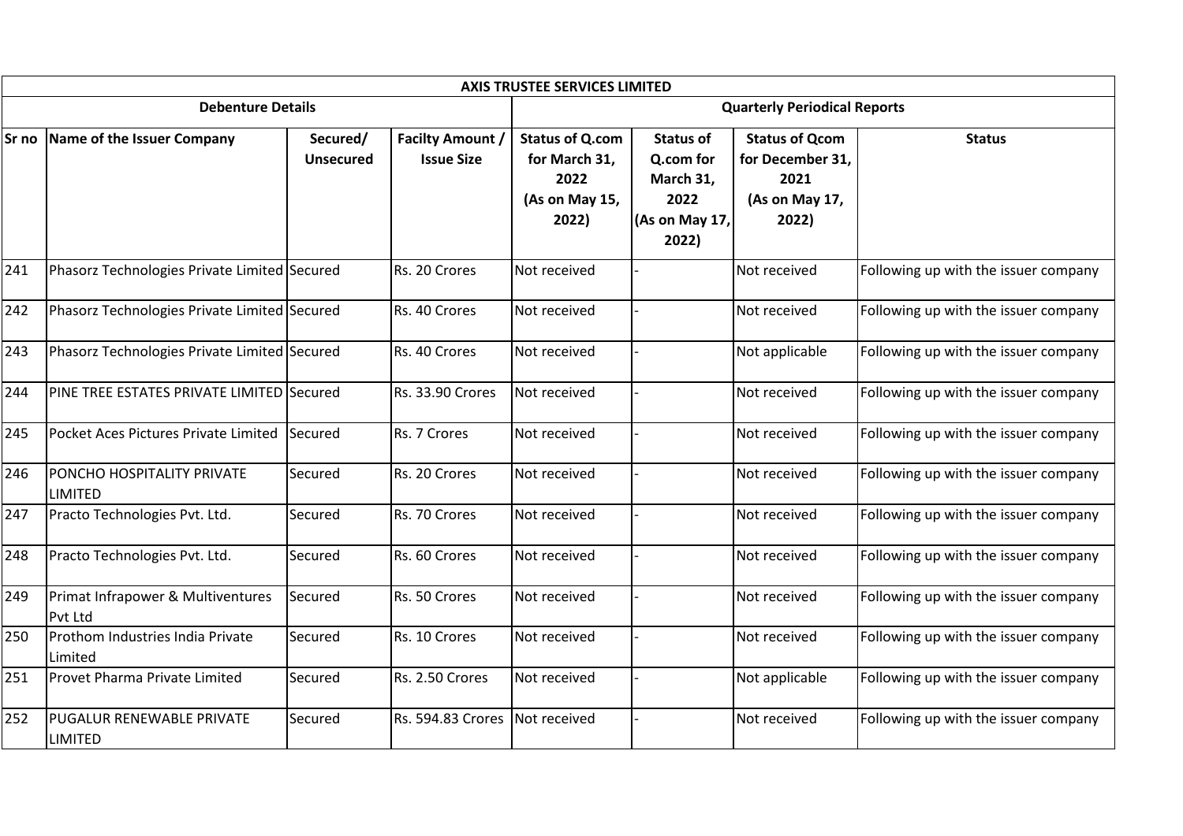| AXIS TRUSTEE SERVICES LIMITED | | | | | | | |
|---|---|---|---|---|---|---|---|
| Debenture Details | | | | Quarterly Periodical Reports | | | |
| Sr no | Name of the Issuer Company | Secured/ Unsecured | Facilty Amount / Issue Size | Status of Q.com for March 31, 2022 (As on May 15, 2022) | Status of Q.com for March 31, 2022 (As on May 17, 2022) | Status of Qcom for December 31, 2021 (As on May 17, 2022) | Status |
| 241 | Phasorz Technologies Private Limited | Secured | Rs. 20 Crores | Not received | - | Not received | Following up with the issuer company |
| 242 | Phasorz Technologies Private Limited | Secured | Rs. 40 Crores | Not received | - | Not received | Following up with the issuer company |
| 243 | Phasorz Technologies Private Limited | Secured | Rs. 40 Crores | Not received | - | Not applicable | Following up with the issuer company |
| 244 | PINE TREE ESTATES PRIVATE LIMITED | Secured | Rs. 33.90 Crores | Not received | - | Not received | Following up with the issuer company |
| 245 | Pocket Aces Pictures Private Limited | Secured | Rs. 7 Crores | Not received | - | Not received | Following up with the issuer company |
| 246 | PONCHO HOSPITALITY PRIVATE LIMITED | Secured | Rs. 20 Crores | Not received | - | Not received | Following up with the issuer company |
| 247 | Practo Technologies Pvt. Ltd. | Secured | Rs. 70 Crores | Not received | - | Not received | Following up with the issuer company |
| 248 | Practo Technologies Pvt. Ltd. | Secured | Rs. 60 Crores | Not received | - | Not received | Following up with the issuer company |
| 249 | Primat Infrapower & Multiventures Pvt Ltd | Secured | Rs. 50 Crores | Not received | - | Not received | Following up with the issuer company |
| 250 | Prothom Industries India Private Limited | Secured | Rs. 10 Crores | Not received | - | Not received | Following up with the issuer company |
| 251 | Provet Pharma Private Limited | Secured | Rs. 2.50 Crores | Not received | - | Not applicable | Following up with the issuer company |
| 252 | PUGALUR RENEWABLE PRIVATE LIMITED | Secured | Rs. 594.83 Crores | Not received | - | Not received | Following up with the issuer company |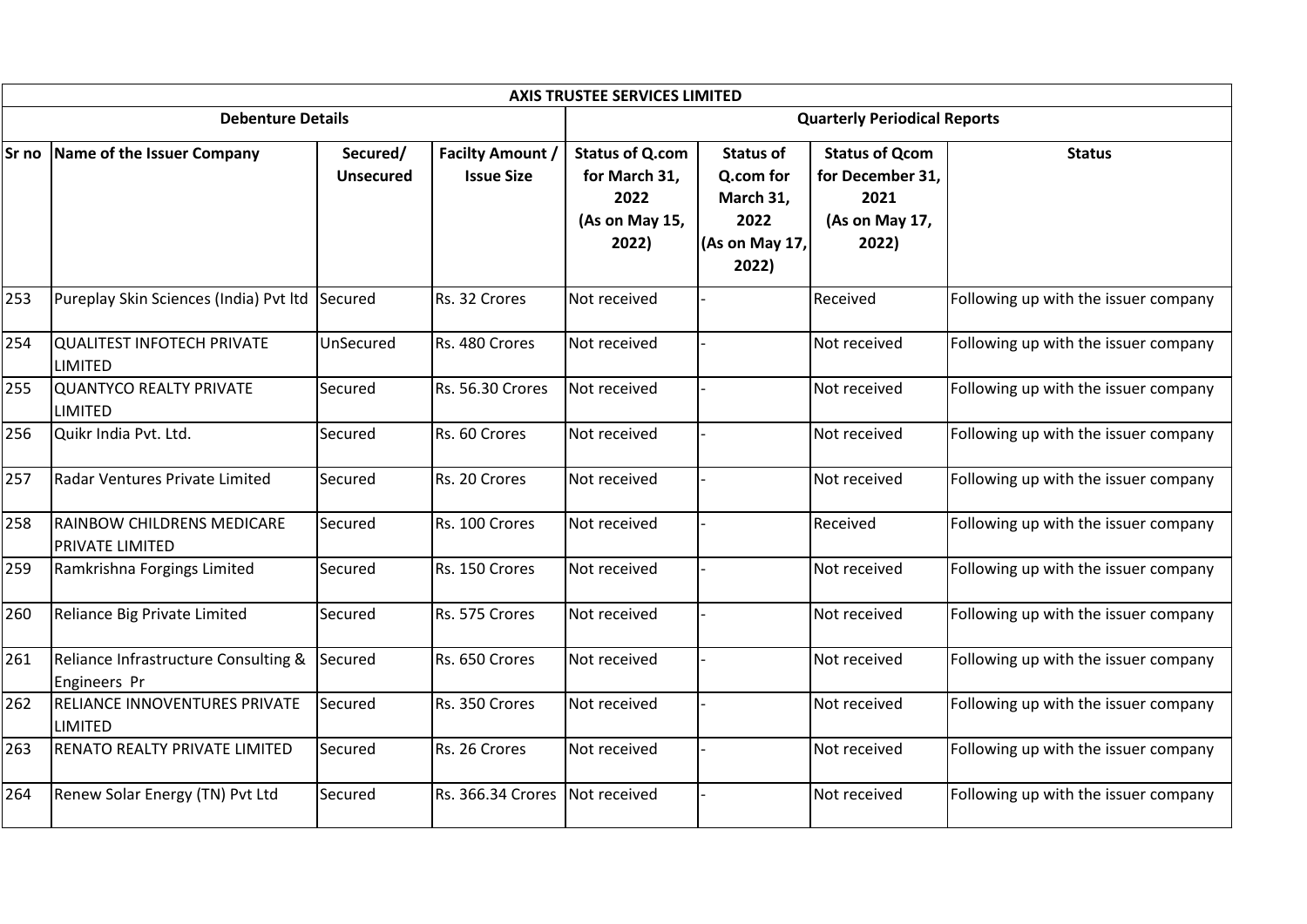| AXIS TRUSTEE SERVICES LIMITED | | | | | | | |
|---|---|---|---|---|---|---|---|
| Debenture Details | | | | Quarterly Periodical Reports | | | |
| Sr no | Name of the Issuer Company | Secured/ Unsecured | Facilty Amount / Issue Size | Status of Q.com for March 31, 2022 (As on May 15, 2022) | Status of Q.com for March 31, 2022 (As on May 17, 2022) | Status of Qcom for December 31, 2021 (As on May 17, 2022) | Status |
| 253 | Pureplay Skin Sciences (India) Pvt ltd | Secured | Rs. 32 Crores | Not received | - | Received | Following up with the issuer company |
| 254 | QUALITEST INFOTECH PRIVATE LIMITED | UnSecured | Rs. 480 Crores | Not received | - | Not received | Following up with the issuer company |
| 255 | QUANTYCO REALTY PRIVATE LIMITED | Secured | Rs. 56.30 Crores | Not received | - | Not received | Following up with the issuer company |
| 256 | Quikr India Pvt. Ltd. | Secured | Rs. 60 Crores | Not received | - | Not received | Following up with the issuer company |
| 257 | Radar Ventures Private Limited | Secured | Rs. 20 Crores | Not received | - | Not received | Following up with the issuer company |
| 258 | RAINBOW CHILDRENS MEDICARE PRIVATE LIMITED | Secured | Rs. 100 Crores | Not received | - | Received | Following up with the issuer company |
| 259 | Ramkrishna Forgings Limited | Secured | Rs. 150 Crores | Not received | - | Not received | Following up with the issuer company |
| 260 | Reliance Big Private Limited | Secured | Rs. 575 Crores | Not received | - | Not received | Following up with the issuer company |
| 261 | Reliance Infrastructure Consulting & Engineers Pr | Secured | Rs. 650 Crores | Not received | - | Not received | Following up with the issuer company |
| 262 | RELIANCE INNOVENTURES PRIVATE LIMITED | Secured | Rs. 350 Crores | Not received | - | Not received | Following up with the issuer company |
| 263 | RENATO REALTY PRIVATE LIMITED | Secured | Rs. 26 Crores | Not received | - | Not received | Following up with the issuer company |
| 264 | Renew Solar Energy (TN) Pvt Ltd | Secured | Rs. 366.34 Crores | Not received | - | Not received | Following up with the issuer company |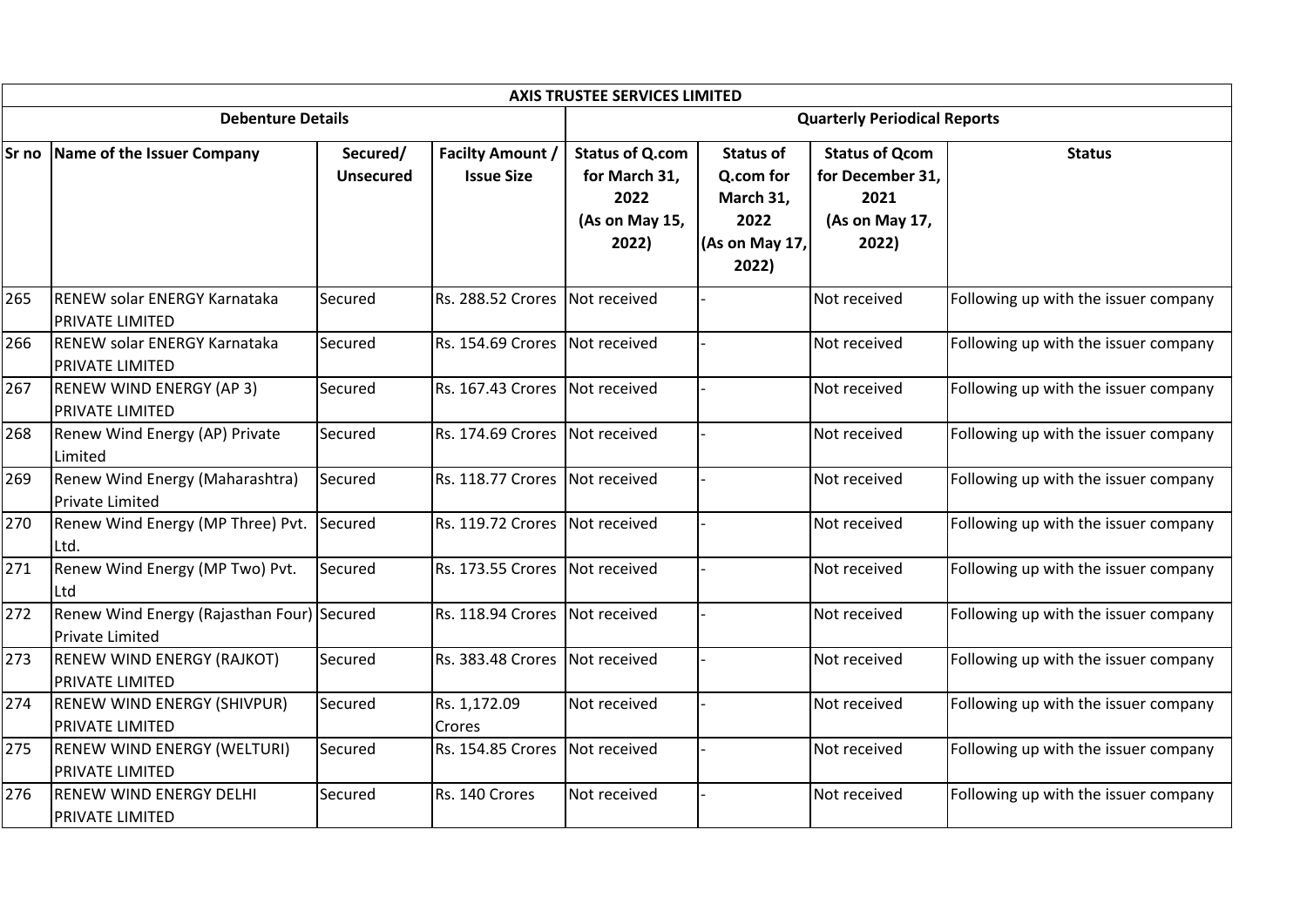| AXIS TRUSTEE SERVICES LIMITED | | | | | | | |
|---|---|---|---|---|---|---|---|
| Debenture Details | | | | Quarterly Periodical Reports | | | |
| Sr no | Name of the Issuer Company | Secured/ Unsecured | Facilty Amount / Issue Size | Status of Q.com for March 31, 2022 (As on May 15, 2022) | Status of Q.com for March 31, 2022 (As on May 17, 2022) | Status of Qcom for December 31, 2021 (As on May 17, 2022) | Status |
| 265 | RENEW solar ENERGY Karnataka PRIVATE LIMITED | Secured | Rs. 288.52 Crores | Not received | - | Not received | Following up with the issuer company |
| 266 | RENEW solar ENERGY Karnataka PRIVATE LIMITED | Secured | Rs. 154.69 Crores | Not received | - | Not received | Following up with the issuer company |
| 267 | RENEW WIND ENERGY (AP 3) PRIVATE LIMITED | Secured | Rs. 167.43 Crores | Not received | - | Not received | Following up with the issuer company |
| 268 | Renew Wind Energy (AP) Private Limited | Secured | Rs. 174.69 Crores | Not received | - | Not received | Following up with the issuer company |
| 269 | Renew Wind Energy (Maharashtra) Private Limited | Secured | Rs. 118.77 Crores | Not received | - | Not received | Following up with the issuer company |
| 270 | Renew Wind Energy (MP Three) Pvt. Ltd. | Secured | Rs. 119.72 Crores | Not received | - | Not received | Following up with the issuer company |
| 271 | Renew Wind Energy (MP Two) Pvt. Ltd | Secured | Rs. 173.55 Crores | Not received | - | Not received | Following up with the issuer company |
| 272 | Renew Wind Energy (Rajasthan Four) Private Limited | Secured | Rs. 118.94 Crores | Not received | - | Not received | Following up with the issuer company |
| 273 | RENEW WIND ENERGY (RAJKOT) PRIVATE LIMITED | Secured | Rs. 383.48 Crores | Not received | - | Not received | Following up with the issuer company |
| 274 | RENEW WIND ENERGY (SHIVPUR) PRIVATE LIMITED | Secured | Rs. 1,172.09 Crores | Not received | - | Not received | Following up with the issuer company |
| 275 | RENEW WIND ENERGY (WELTURI) PRIVATE LIMITED | Secured | Rs. 154.85 Crores | Not received | - | Not received | Following up with the issuer company |
| 276 | RENEW WIND ENERGY DELHI PRIVATE LIMITED | Secured | Rs. 140 Crores | Not received | - | Not received | Following up with the issuer company |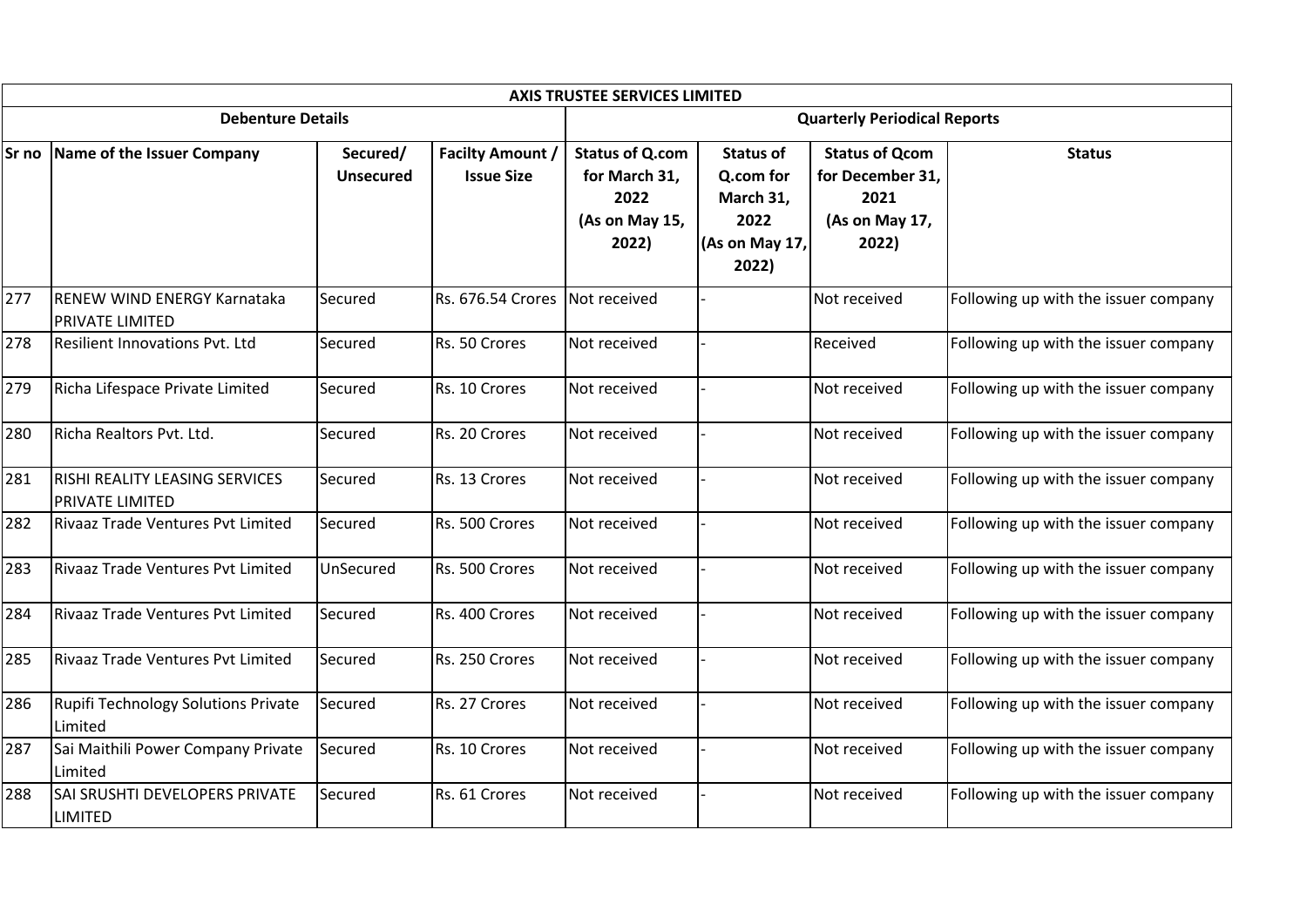| AXIS TRUSTEE SERVICES LIMITED | | | | | | | |
|---|---|---|---|---|---|---|---|
| **Debenture Details** | | | | **Quarterly Periodical Reports** | | | |
| **Sr no** | **Name of the Issuer Company** | **Secured/ Unsecured** | **Facilty Amount / Issue Size** | **Status of Q.com for March 31, 2022 (As on May 15, 2022)** | **Status of Q.com for March 31, 2022 (As on May 17, 2022)** | **Status of Qcom for December 31, 2021 (As on May 17, 2022)** | **Status** |
| 277 | RENEW WIND ENERGY Karnataka PRIVATE LIMITED | Secured | Rs. 676.54 Crores | Not received | - | Not received | Following up with the issuer company |
| 278 | Resilient Innovations Pvt. Ltd | Secured | Rs. 50 Crores | Not received | - | Received | Following up with the issuer company |
| 279 | Richa Lifespace Private Limited | Secured | Rs. 10 Crores | Not received | - | Not received | Following up with the issuer company |
| 280 | Richa Realtors Pvt. Ltd. | Secured | Rs. 20 Crores | Not received | - | Not received | Following up with the issuer company |
| 281 | RISHI REALITY LEASING SERVICES PRIVATE LIMITED | Secured | Rs. 13 Crores | Not received | - | Not received | Following up with the issuer company |
| 282 | Rivaaz Trade Ventures Pvt Limited | Secured | Rs. 500 Crores | Not received | - | Not received | Following up with the issuer company |
| 283 | Rivaaz Trade Ventures Pvt Limited | UnSecured | Rs. 500 Crores | Not received | - | Not received | Following up with the issuer company |
| 284 | Rivaaz Trade Ventures Pvt Limited | Secured | Rs. 400 Crores | Not received | - | Not received | Following up with the issuer company |
| 285 | Rivaaz Trade Ventures Pvt Limited | Secured | Rs. 250 Crores | Not received | - | Not received | Following up with the issuer company |
| 286 | Rupifi Technology Solutions Private Limited | Secured | Rs. 27 Crores | Not received | - | Not received | Following up with the issuer company |
| 287 | Sai Maithili Power Company Private Limited | Secured | Rs. 10 Crores | Not received | - | Not received | Following up with the issuer company |
| 288 | SAI SRUSHTI DEVELOPERS PRIVATE LIMITED | Secured | Rs. 61 Crores | Not received | - | Not received | Following up with the issuer company |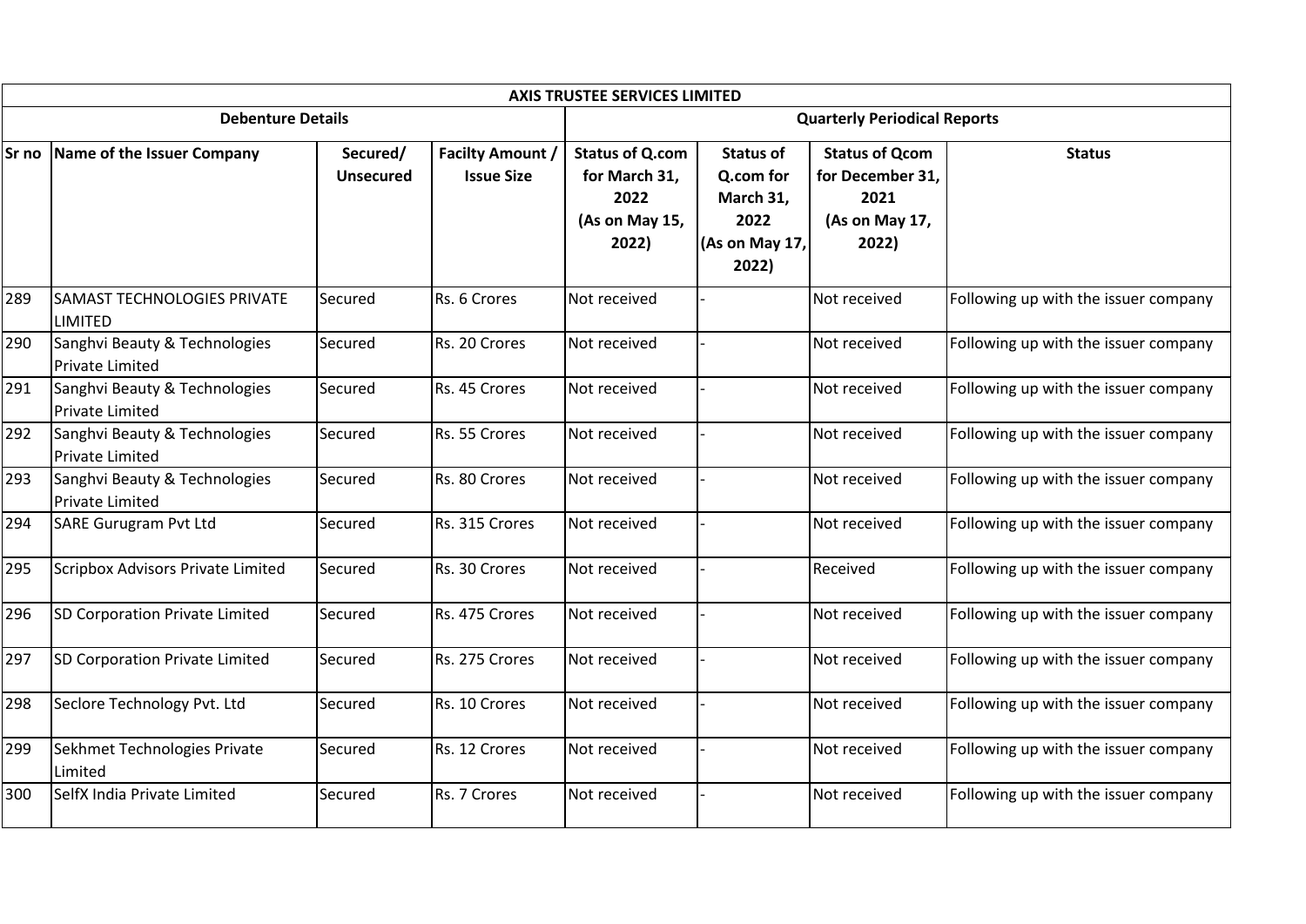| AXIS TRUSTEE SERVICES LIMITED | | | | | | | |
|---|---|---|---|---|---|---|---|
| **Debenture Details** | | | | **Quarterly Periodical Reports** | | | |
| **Sr no** | **Name of the Issuer Company** | **Secured/ Unsecured** | **Facilty Amount / Issue Size** | **Status of Q.com for March 31, 2022 (As on May 15, 2022)** | **Status of Q.com for March 31, 2022 (As on May 17, 2022)** | **Status of Qcom for December 31, 2021 (As on May 17, 2022)** | **Status** |
| 289 | SAMAST TECHNOLOGIES PRIVATE LIMITED | Secured | Rs. 6 Crores | Not received | - | Not received | Following up with the issuer company |
| 290 | Sanghvi Beauty & Technologies Private Limited | Secured | Rs. 20 Crores | Not received | - | Not received | Following up with the issuer company |
| 291 | Sanghvi Beauty & Technologies Private Limited | Secured | Rs. 45 Crores | Not received | - | Not received | Following up with the issuer company |
| 292 | Sanghvi Beauty & Technologies Private Limited | Secured | Rs. 55 Crores | Not received | - | Not received | Following up with the issuer company |
| 293 | Sanghvi Beauty & Technologies Private Limited | Secured | Rs. 80 Crores | Not received | - | Not received | Following up with the issuer company |
| 294 | SARE Gurugram Pvt Ltd | Secured | Rs. 315 Crores | Not received | - | Not received | Following up with the issuer company |
| 295 | Scripbox Advisors Private Limited | Secured | Rs. 30 Crores | Not received | - | Received | Following up with the issuer company |
| 296 | SD Corporation Private Limited | Secured | Rs. 475 Crores | Not received | - | Not received | Following up with the issuer company |
| 297 | SD Corporation Private Limited | Secured | Rs. 275 Crores | Not received | - | Not received | Following up with the issuer company |
| 298 | Seclore Technology Pvt. Ltd | Secured | Rs. 10 Crores | Not received | - | Not received | Following up with the issuer company |
| 299 | Sekhmet Technologies Private Limited | Secured | Rs. 12 Crores | Not received | - | Not received | Following up with the issuer company |
| 300 | SelfX India Private Limited | Secured | Rs. 7 Crores | Not received | - | Not received | Following up with the issuer company |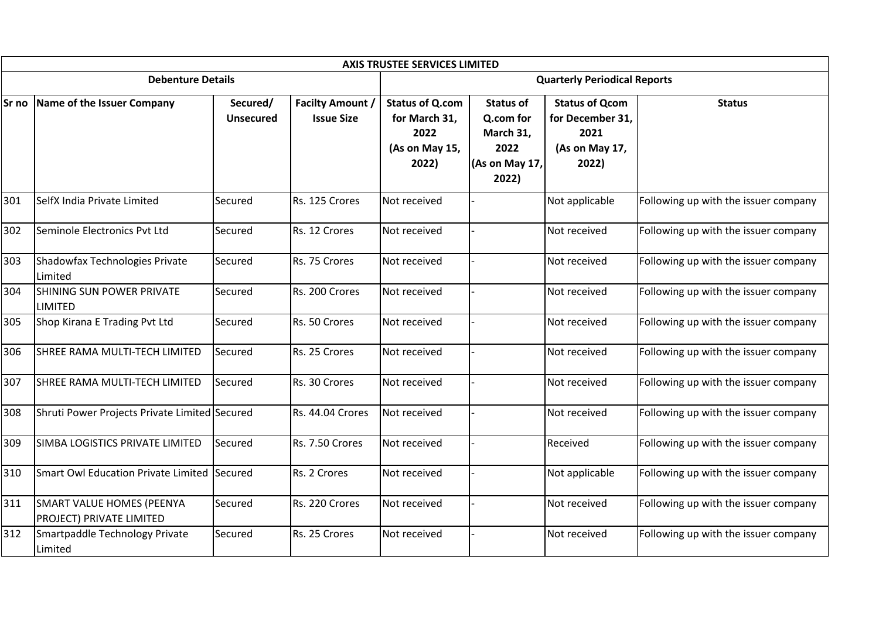| AXIS TRUSTEE SERVICES LIMITED | | | | | | | |
|---|---|---|---|---|---|---|---|
| **Debenture Details** | | | | **Quarterly Periodical Reports** | | | |
| **Sr no** | **Name of the Issuer Company** | **Secured/ Unsecured** | **Facilty Amount / Issue Size** | **Status of Q.com for March 31, 2022 (As on May 15, 2022)** | **Status of Q.com for March 31, 2022 (As on May 17, 2022)** | **Status of Qcom for December 31, 2021 (As on May 17, 2022)** | **Status** |
| 301 | SelfX India Private Limited | Secured | Rs. 125 Crores | Not received | - | Not applicable | Following up with the issuer company |
| 302 | Seminole Electronics Pvt Ltd | Secured | Rs. 12 Crores | Not received | - | Not received | Following up with the issuer company |
| 303 | Shadowfax Technologies Private Limited | Secured | Rs. 75 Crores | Not received | - | Not received | Following up with the issuer company |
| 304 | SHINING SUN POWER PRIVATE LIMITED | Secured | Rs. 200 Crores | Not received | - | Not received | Following up with the issuer company |
| 305 | Shop Kirana E Trading Pvt Ltd | Secured | Rs. 50 Crores | Not received | - | Not received | Following up with the issuer company |
| 306 | SHREE RAMA MULTI-TECH LIMITED | Secured | Rs. 25 Crores | Not received | - | Not received | Following up with the issuer company |
| 307 | SHREE RAMA MULTI-TECH LIMITED | Secured | Rs. 30 Crores | Not received | - | Not received | Following up with the issuer company |
| 308 | Shruti Power Projects Private Limited | Secured | Rs. 44.04 Crores | Not received | - | Not received | Following up with the issuer company |
| 309 | SIMBA LOGISTICS PRIVATE LIMITED | Secured | Rs. 7.50 Crores | Not received | - | Received | Following up with the issuer company |
| 310 | Smart Owl Education Private Limited | Secured | Rs. 2 Crores | Not received | - | Not applicable | Following up with the issuer company |
| 311 | SMART VALUE HOMES (PEENYA PROJECT) PRIVATE LIMITED | Secured | Rs. 220 Crores | Not received | - | Not received | Following up with the issuer company |
| 312 | Smartpaddle Technology Private Limited | Secured | Rs. 25 Crores | Not received | - | Not received | Following up with the issuer company |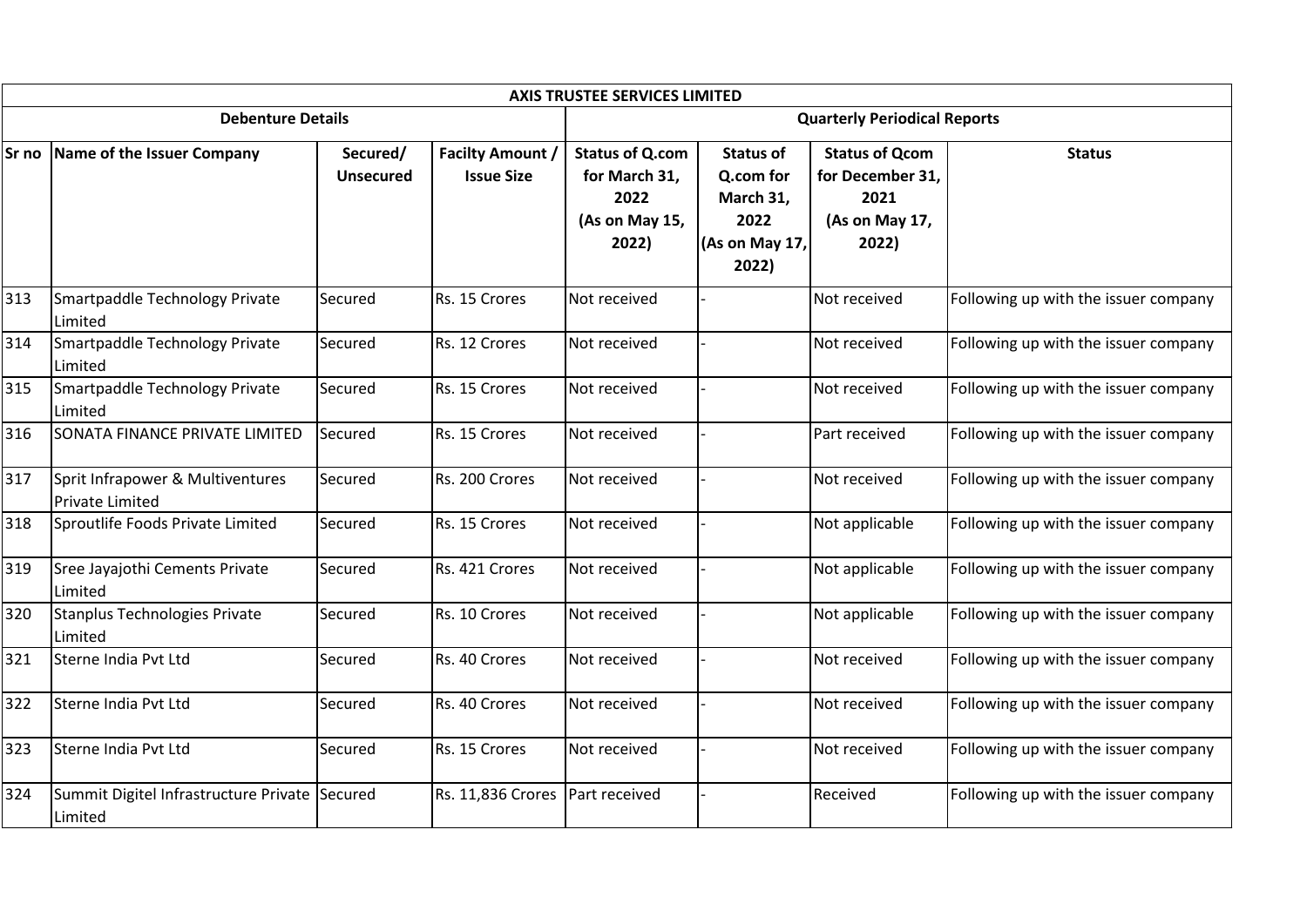| AXIS TRUSTEE SERVICES LIMITED | | | | | | | |
|---|---|---|---|---|---|---|---|
| **Debenture Details** | | | | **Quarterly Periodical Reports** | | | |
| **Sr no** | **Name of the Issuer Company** | **Secured/ Unsecured** | **Facilty Amount / Issue Size** | **Status of Q.com for March 31, 2022 (As on May 15, 2022)** | **Status of Q.com for March 31, 2022 (As on May 17, 2022)** | **Status of Qcom for December 31, 2021 (As on May 17, 2022)** | **Status** |
| 313 | Smartpaddle Technology Private Limited | Secured | Rs. 15 Crores | Not received | - | Not received | Following up with the issuer company |
| 314 | Smartpaddle Technology Private Limited | Secured | Rs. 12 Crores | Not received | - | Not received | Following up with the issuer company |
| 315 | Smartpaddle Technology Private Limited | Secured | Rs. 15 Crores | Not received | - | Not received | Following up with the issuer company |
| 316 | SONATA FINANCE PRIVATE LIMITED | Secured | Rs. 15 Crores | Not received | - | Part received | Following up with the issuer company |
| 317 | Sprit Infrapower & Multiventures Private Limited | Secured | Rs. 200 Crores | Not received | - | Not received | Following up with the issuer company |
| 318 | Sproutlife Foods Private Limited | Secured | Rs. 15 Crores | Not received | - | Not applicable | Following up with the issuer company |
| 319 | Sree Jayajothi Cements Private Limited | Secured | Rs. 421 Crores | Not received | - | Not applicable | Following up with the issuer company |
| 320 | Stanplus Technologies Private Limited | Secured | Rs. 10 Crores | Not received | - | Not applicable | Following up with the issuer company |
| 321 | Sterne India Pvt Ltd | Secured | Rs. 40 Crores | Not received | - | Not received | Following up with the issuer company |
| 322 | Sterne India Pvt Ltd | Secured | Rs. 40 Crores | Not received | - | Not received | Following up with the issuer company |
| 323 | Sterne India Pvt Ltd | Secured | Rs. 15 Crores | Not received | - | Not received | Following up with the issuer company |
| 324 | Summit Digitel Infrastructure Private Limited | Secured | Rs. 11,836 Crores | Part received | - | Received | Following up with the issuer company |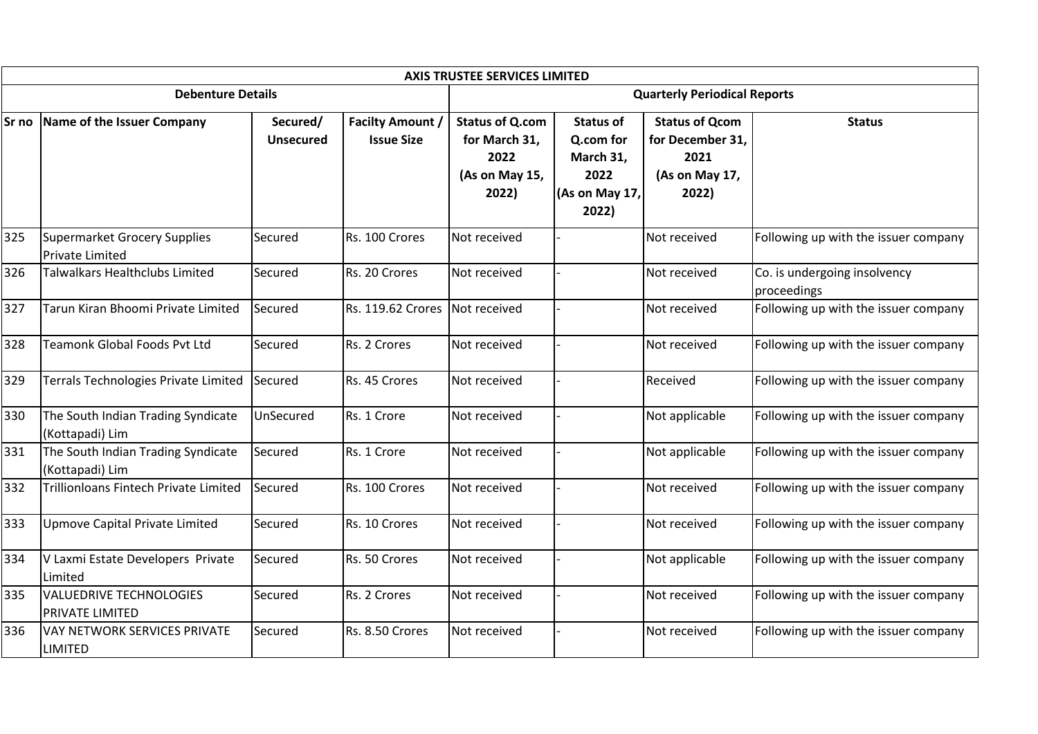| AXIS TRUSTEE SERVICES LIMITED | | | | | | | |
|---|---|---|---|---|---|---|---|
| **Debenture Details** | | | | **Quarterly Periodical Reports** | | | |
| **Sr no** | **Name of the Issuer Company** | **Secured/ Unsecured** | **Facilty Amount / Issue Size** | **Status of Q.com for March 31, 2022 (As on May 15, 2022)** | **Status of Q.com for March 31, 2022 (As on May 17, 2022)** | **Status of Qcom for December 31, 2021 (As on May 17, 2022)** | **Status** |
| 325 | Supermarket Grocery Supplies Private Limited | Secured | Rs. 100 Crores | Not received | - | Not received | Following up with the issuer company |
| 326 | Talwalkars Healthclubs Limited | Secured | Rs. 20 Crores | Not received | - | Not received | Co. is undergoing insolvency proceedings |
| 327 | Tarun Kiran Bhoomi Private Limited | Secured | Rs. 119.62 Crores | Not received | - | Not received | Following up with the issuer company |
| 328 | Teamonk Global Foods Pvt Ltd | Secured | Rs. 2 Crores | Not received | - | Not received | Following up with the issuer company |
| 329 | Terrals Technologies Private Limited | Secured | Rs. 45 Crores | Not received | - | Received | Following up with the issuer company |
| 330 | The South Indian Trading Syndicate (Kottapadi) Lim | UnSecured | Rs. 1 Crore | Not received | - | Not applicable | Following up with the issuer company |
| 331 | The South Indian Trading Syndicate (Kottapadi) Lim | Secured | Rs. 1 Crore | Not received | - | Not applicable | Following up with the issuer company |
| 332 | Trillionloans Fintech Private Limited | Secured | Rs. 100 Crores | Not received | - | Not received | Following up with the issuer company |
| 333 | Upmove Capital Private Limited | Secured | Rs. 10 Crores | Not received | - | Not received | Following up with the issuer company |
| 334 | V Laxmi Estate Developers Private Limited | Secured | Rs. 50 Crores | Not received | - | Not applicable | Following up with the issuer company |
| 335 | VALUEDRIVE TECHNOLOGIES PRIVATE LIMITED | Secured | Rs. 2 Crores | Not received | - | Not received | Following up with the issuer company |
| 336 | VAY NETWORK SERVICES PRIVATE LIMITED | Secured | Rs. 8.50 Crores | Not received | - | Not received | Following up with the issuer company |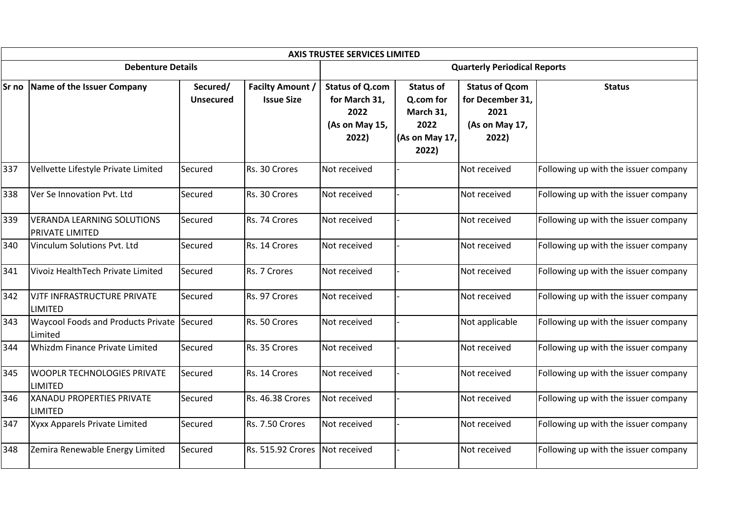| AXIS TRUSTEE SERVICES LIMITED | | | | | | | |
|---|---|---|---|---|---|---|---|
| Debenture Details | | | | Quarterly Periodical Reports | | | |
| Sr no | Name of the Issuer Company | Secured/ Unsecured | Facilty Amount / Issue Size | Status of Q.com for March 31, 2022 (As on May 15, 2022) | Status of Q.com for March 31, 2022 (As on May 17, 2022) | Status of Qcom for December 31, 2021 (As on May 17, 2022) | Status |
| 337 | Vellvette Lifestyle Private Limited | Secured | Rs. 30 Crores | Not received | - | Not received | Following up with the issuer company |
| 338 | Ver Se Innovation Pvt. Ltd | Secured | Rs. 30 Crores | Not received | - | Not received | Following up with the issuer company |
| 339 | VERANDA LEARNING SOLUTIONS PRIVATE LIMITED | Secured | Rs. 74 Crores | Not received | - | Not received | Following up with the issuer company |
| 340 | Vinculum Solutions Pvt. Ltd | Secured | Rs. 14 Crores | Not received | - | Not received | Following up with the issuer company |
| 341 | Vivoiz HealthTech Private Limited | Secured | Rs. 7 Crores | Not received | - | Not received | Following up with the issuer company |
| 342 | VJTF INFRASTRUCTURE PRIVATE LIMITED | Secured | Rs. 97 Crores | Not received | - | Not received | Following up with the issuer company |
| 343 | Waycool Foods and Products Private Limited | Secured | Rs. 50 Crores | Not received | - | Not applicable | Following up with the issuer company |
| 344 | Whizdm Finance Private Limited | Secured | Rs. 35 Crores | Not received | - | Not received | Following up with the issuer company |
| 345 | WOOPLR TECHNOLOGIES PRIVATE LIMITED | Secured | Rs. 14 Crores | Not received | - | Not received | Following up with the issuer company |
| 346 | XANADU PROPERTIES PRIVATE LIMITED | Secured | Rs. 46.38 Crores | Not received | - | Not received | Following up with the issuer company |
| 347 | Xyxx Apparels Private Limited | Secured | Rs. 7.50 Crores | Not received | - | Not received | Following up with the issuer company |
| 348 | Zemira Renewable Energy Limited | Secured | Rs. 515.92 Crores | Not received | - | Not received | Following up with the issuer company |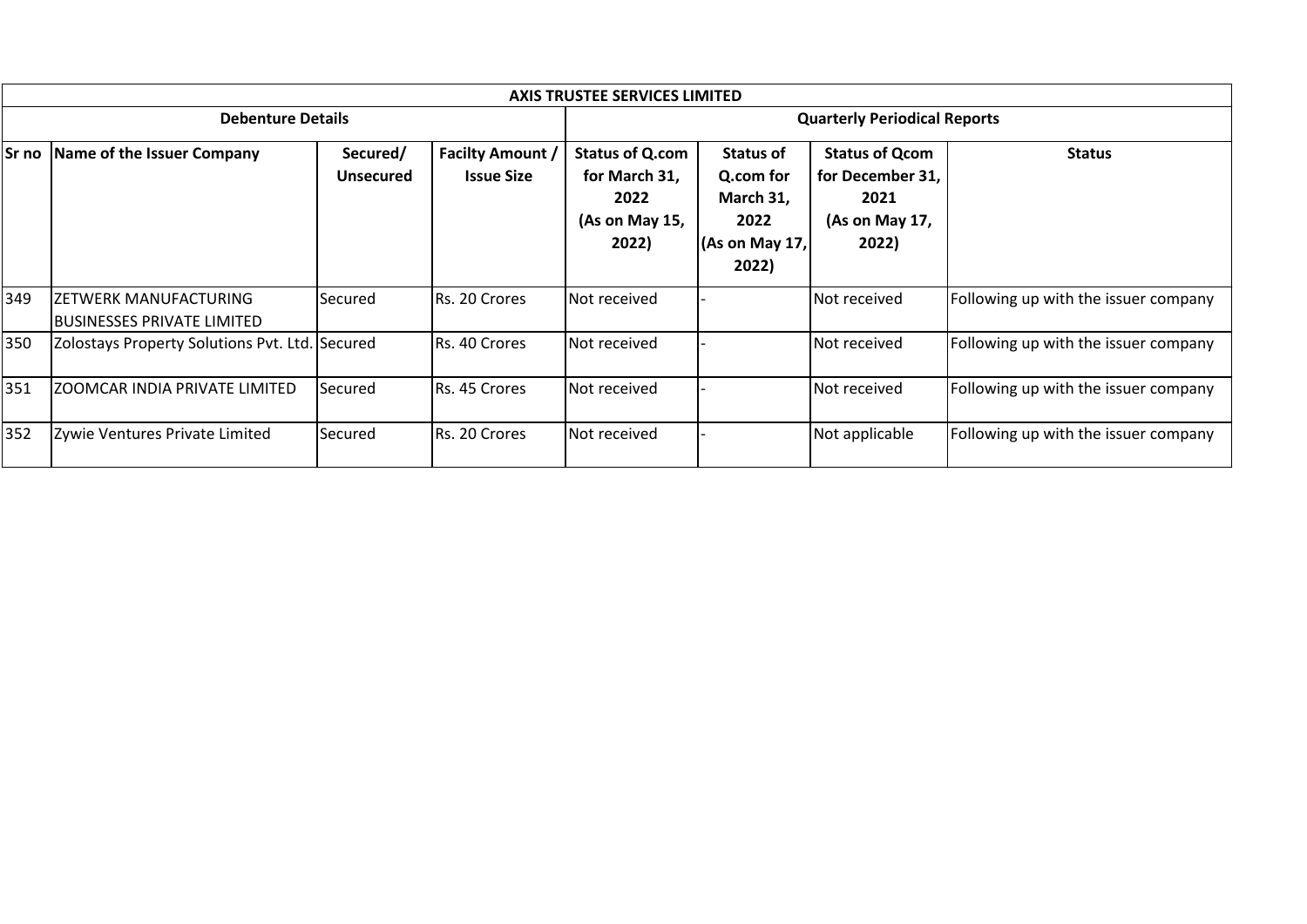| AXIS TRUSTEE SERVICES LIMITED | | | | | | | |
|---|---|---|---|---|---|---|---|
| Debenture Details | | | | Quarterly Periodical Reports | | | |
| Sr no | Name of the Issuer Company | Secured/ Unsecured | Facilty Amount / Issue Size | Status of Q.com for March 31, 2022 (As on May 15, 2022) | Status of Q.com for March 31, 2022 (As on May 17, 2022) | Status of Qcom for December 31, 2021 (As on May 17, 2022) | Status |
| 349 | ZETWERK MANUFACTURING BUSINESSES PRIVATE LIMITED | Secured | Rs. 20 Crores | Not received | - | Not received | Following up with the issuer company |
| 350 | Zolostays Property Solutions Pvt. Ltd. | Secured | Rs. 40 Crores | Not received | - | Not received | Following up with the issuer company |
| 351 | ZOOMCAR INDIA PRIVATE LIMITED | Secured | Rs. 45 Crores | Not received | - | Not received | Following up with the issuer company |
| 352 | Zywie Ventures Private Limited | Secured | Rs. 20 Crores | Not received | - | Not applicable | Following up with the issuer company |